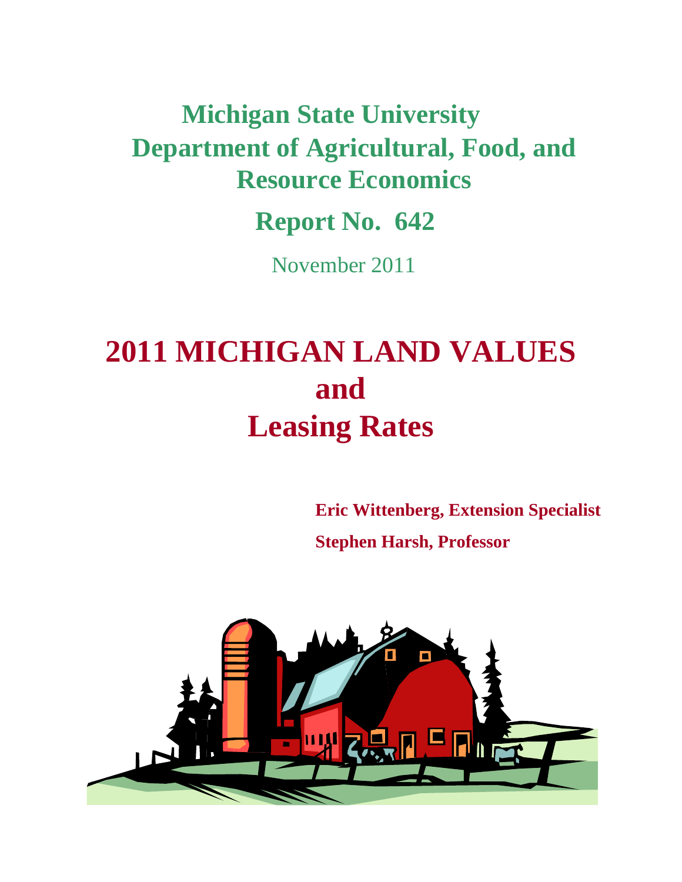# Michigan State University

# Department of Agricultural, Food, and Resource Economics

## Report No. 642

November 2011

# 2011 MICHIGAN LAND VALUES and Leasing Rates

**Eric Wittenberg, Extension Specialist**

**Stephen Harsh, Professor**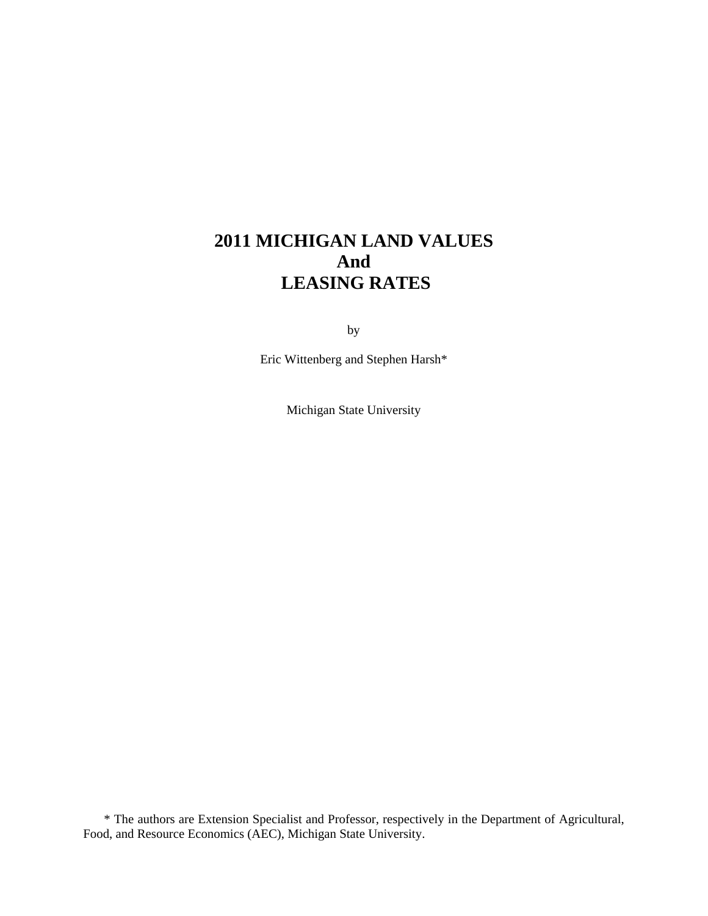# 2011 MICHIGAN LAND VALUES And LEASING RATES

by

Eric Wittenberg and Stephen Harsh*

Michigan State University

* The authors are Extension Specialist and Professor, respectively in the Department of Agricultural, Food, and Resource Economics (AEC), Michigan State University.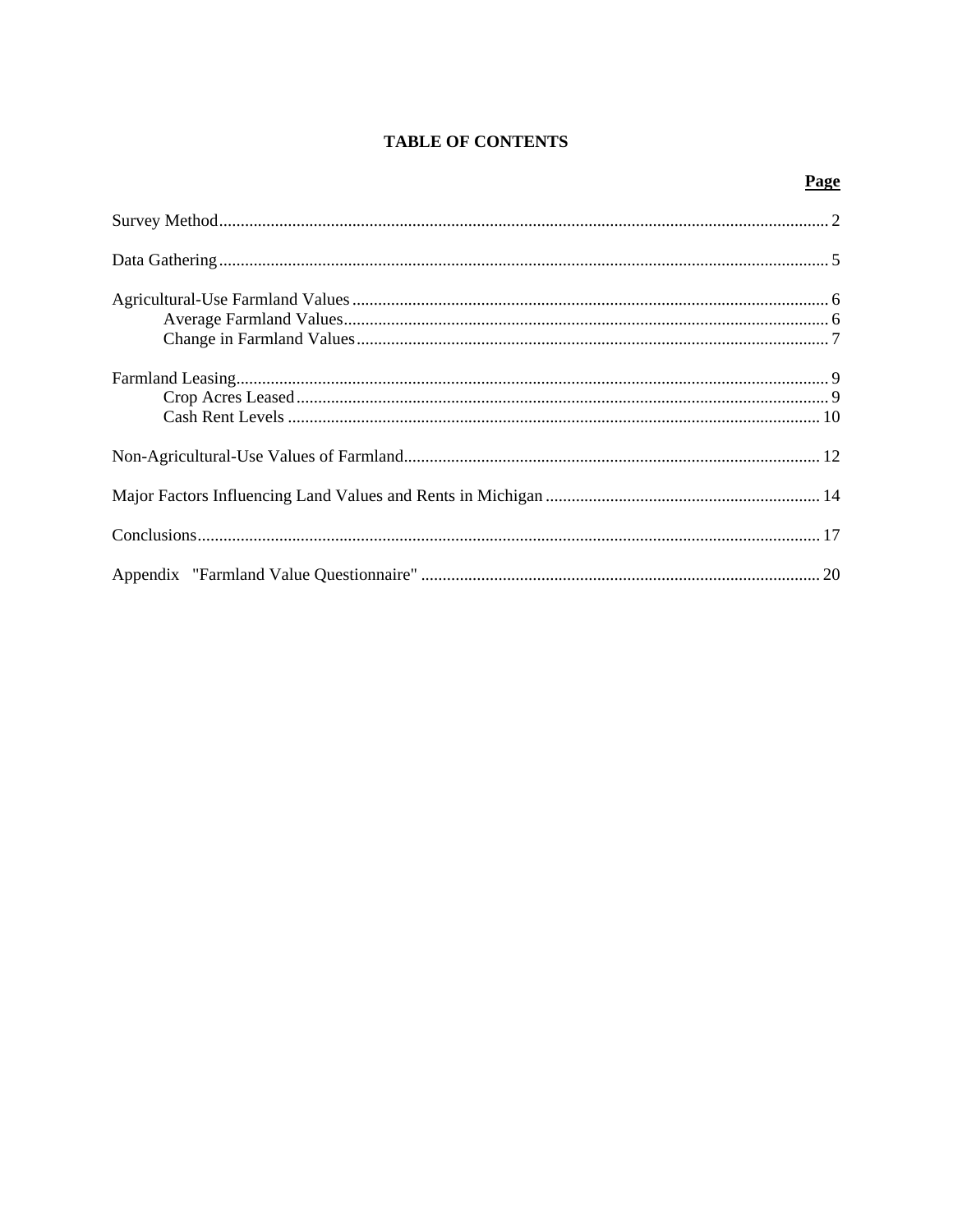# TABLE OF CONTENTS

| | Page |
|---|---|
| Survey Method | 2 |
| Data Gathering | 5 |
| Agricultural-Use Farmland Values | 6 |
| Average Farmland Values | 6 |
| Change in Farmland Values | 7 |
| Farmland Leasing | 9 |
| Crop Acres Leased | 9 |
| Cash Rent Levels | 10 |
| Non-Agricultural-Use Values of Farmland | 12 |
| Major Factors Influencing Land Values and Rents in Michigan | 14 |
| Conclusions | 17 |
| Appendix "Farmland Value Questionnaire" | 20 |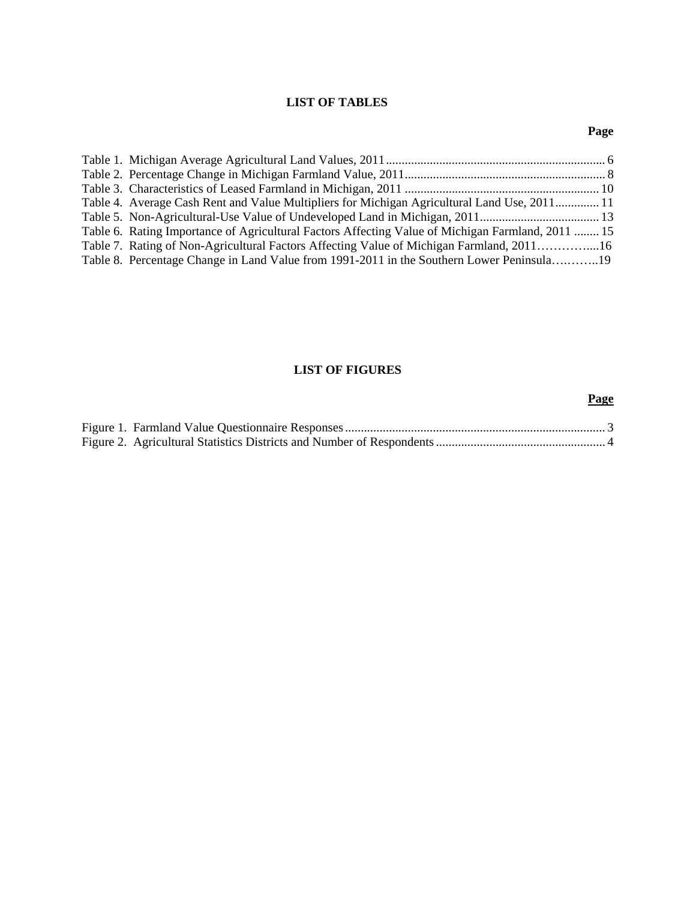## LIST OF TABLES

**Page**

Table 1. Michigan Average Agricultural Land Values, 2011 ....................................................................... 6
Table 2. Percentage Change in Michigan Farmland Value, 2011 ................................................................ 8
Table 3. Characteristics of Leased Farmland in Michigan, 2011 .............................................................. 10
Table 4. Average Cash Rent and Value Multipliers for Michigan Agricultural Land Use, 2011 .............. 11
Table 5. Non-Agricultural-Use Value of Undeveloped Land in Michigan, 2011 ...................................... 13
Table 6. Rating Importance of Agricultural Factors Affecting Value of Michigan Farmland, 2011 ........ 15
Table 7. Rating of Non-Agricultural Factors Affecting Value of Michigan Farmland, 2011…………....16
Table 8. Percentage Change in Land Value from 1991-2011 in the Southern Lower Peninsula………..19

## LIST OF FIGURES

**Page**

Figure 1. Farmland Value Questionnaire Responses ................................................................................... 3
Figure 2. Agricultural Statistics Districts and Number of Respondents ...................................................... 4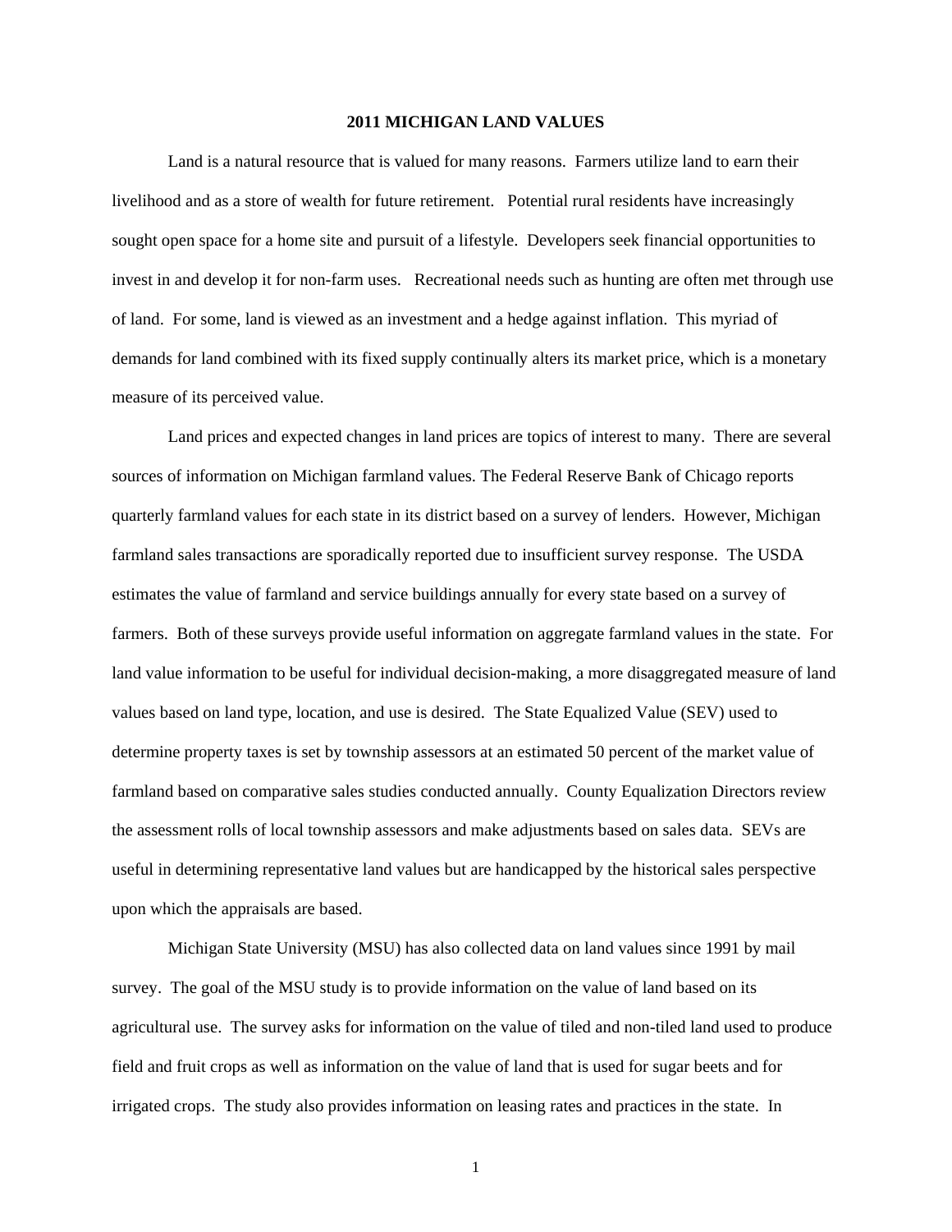# 2011 MICHIGAN LAND VALUES

Land is a natural resource that is valued for many reasons. Farmers utilize land to earn their livelihood and as a store of wealth for future retirement. Potential rural residents have increasingly sought open space for a home site and pursuit of a lifestyle. Developers seek financial opportunities to invest in and develop it for non-farm uses. Recreational needs such as hunting are often met through use of land. For some, land is viewed as an investment and a hedge against inflation. This myriad of demands for land combined with its fixed supply continually alters its market price, which is a monetary measure of its perceived value.

Land prices and expected changes in land prices are topics of interest to many. There are several sources of information on Michigan farmland values. The Federal Reserve Bank of Chicago reports quarterly farmland values for each state in its district based on a survey of lenders. However, Michigan farmland sales transactions are sporadically reported due to insufficient survey response. The USDA estimates the value of farmland and service buildings annually for every state based on a survey of farmers. Both of these surveys provide useful information on aggregate farmland values in the state. For land value information to be useful for individual decision-making, a more disaggregated measure of land values based on land type, location, and use is desired. The State Equalized Value (SEV) used to determine property taxes is set by township assessors at an estimated 50 percent of the market value of farmland based on comparative sales studies conducted annually. County Equalization Directors review the assessment rolls of local township assessors and make adjustments based on sales data. SEVs are useful in determining representative land values but are handicapped by the historical sales perspective upon which the appraisals are based.

Michigan State University (MSU) has also collected data on land values since 1991 by mail survey. The goal of the MSU study is to provide information on the value of land based on its agricultural use. The survey asks for information on the value of tiled and non-tiled land used to produce field and fruit crops as well as information on the value of land that is used for sugar beets and for irrigated crops. The study also provides information on leasing rates and practices in the state. In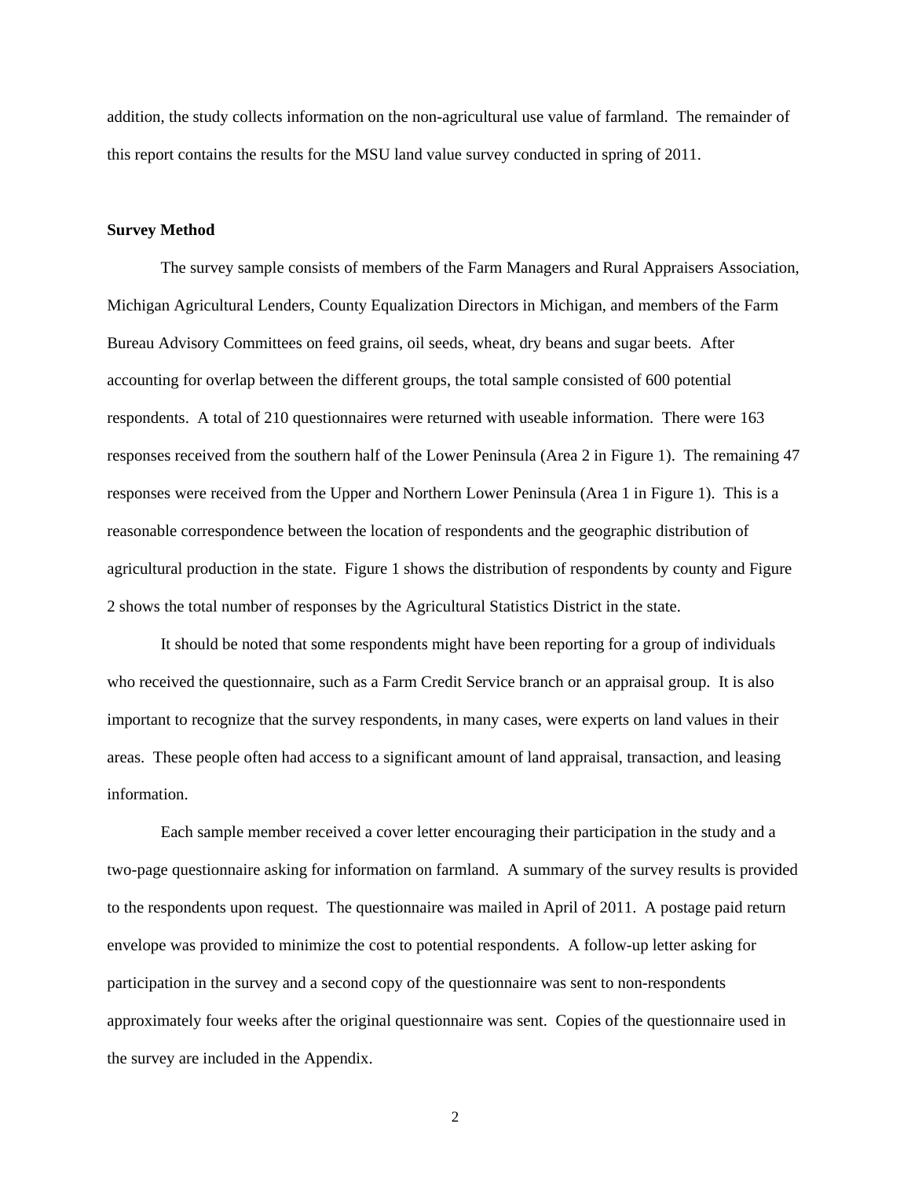addition, the study collects information on the non-agricultural use value of farmland. The remainder of this report contains the results for the MSU land value survey conducted in spring of 2011.

**Survey Method**

The survey sample consists of members of the Farm Managers and Rural Appraisers Association, Michigan Agricultural Lenders, County Equalization Directors in Michigan, and members of the Farm Bureau Advisory Committees on feed grains, oil seeds, wheat, dry beans and sugar beets. After accounting for overlap between the different groups, the total sample consisted of 600 potential respondents. A total of 210 questionnaires were returned with useable information. There were 163 responses received from the southern half of the Lower Peninsula (Area 2 in Figure 1). The remaining 47 responses were received from the Upper and Northern Lower Peninsula (Area 1 in Figure 1). This is a reasonable correspondence between the location of respondents and the geographic distribution of agricultural production in the state. Figure 1 shows the distribution of respondents by county and Figure 2 shows the total number of responses by the Agricultural Statistics District in the state.

It should be noted that some respondents might have been reporting for a group of individuals who received the questionnaire, such as a Farm Credit Service branch or an appraisal group. It is also important to recognize that the survey respondents, in many cases, were experts on land values in their areas. These people often had access to a significant amount of land appraisal, transaction, and leasing information.

Each sample member received a cover letter encouraging their participation in the study and a two-page questionnaire asking for information on farmland. A summary of the survey results is provided to the respondents upon request. The questionnaire was mailed in April of 2011. A postage paid return envelope was provided to minimize the cost to potential respondents. A follow-up letter asking for participation in the survey and a second copy of the questionnaire was sent to non-respondents approximately four weeks after the original questionnaire was sent. Copies of the questionnaire used in the survey are included in the Appendix.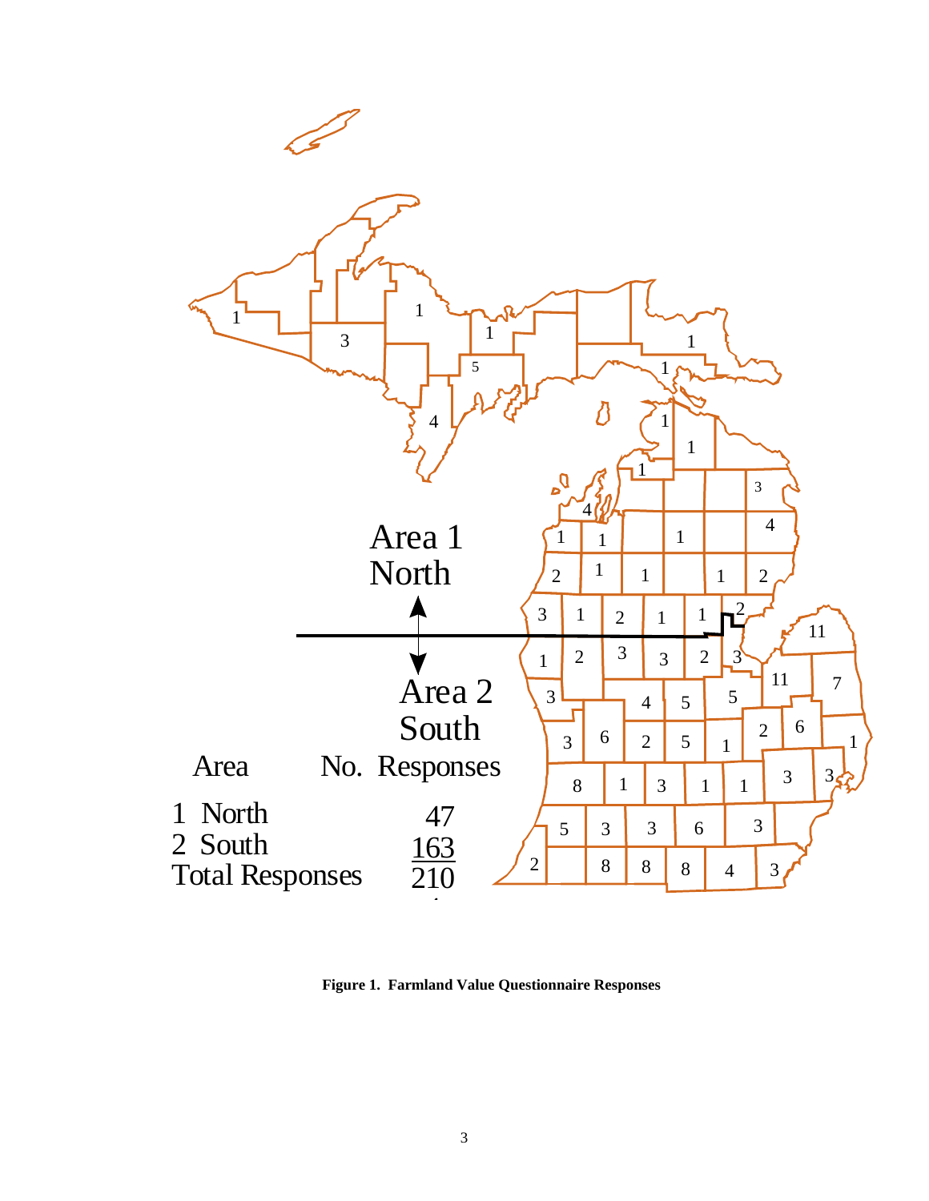Area 1
North

Area 2
South

| Area | No. Responses |
|---|---|
| 1 North | 47 |
| 2 South | 163 |
| Total Responses | 210 |

**Figure 1. Farmland Value Questionnaire Responses**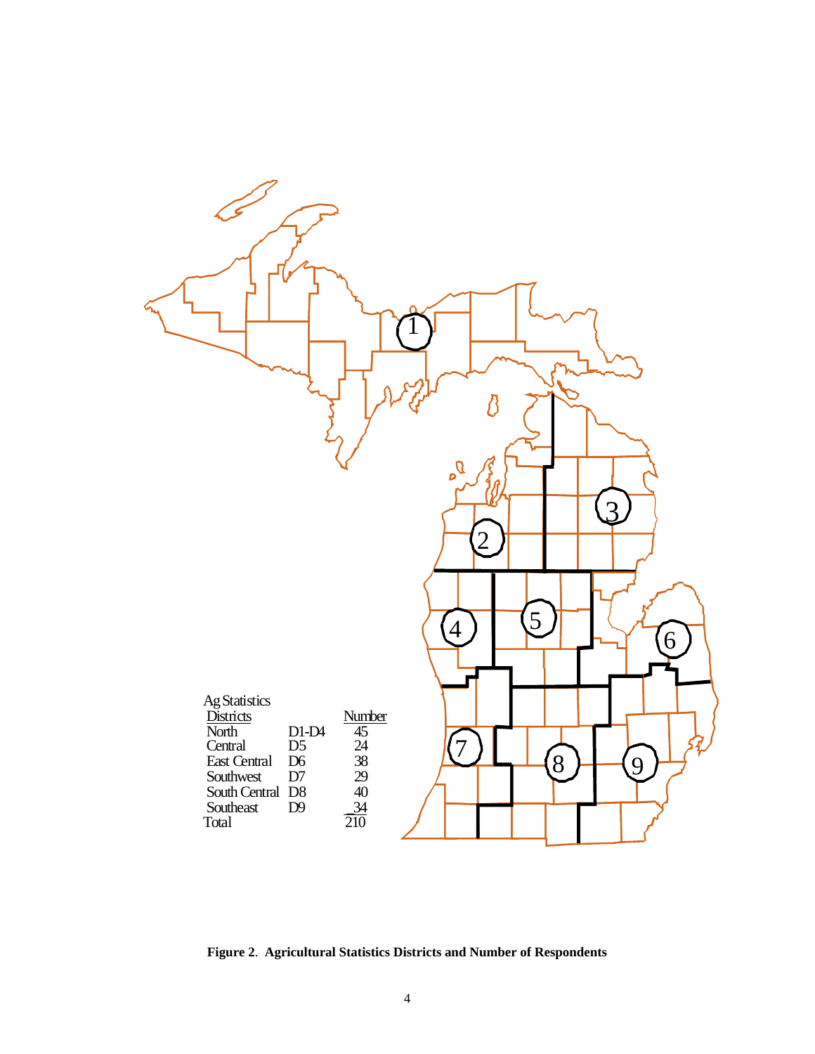| Ag Statistics Districts | | Number |
|---|---|---|
| North | D1-D4 | 45 |
| Central | D5 | 24 |
| East Central | D6 | 38 |
| Southwest | D7 | 29 |
| South Central | D8 | 40 |
| Southeast | D9 | 34 |
| Total | | 210 |

**Figure 2**. **Agricultural Statistics Districts and Number of Respondents**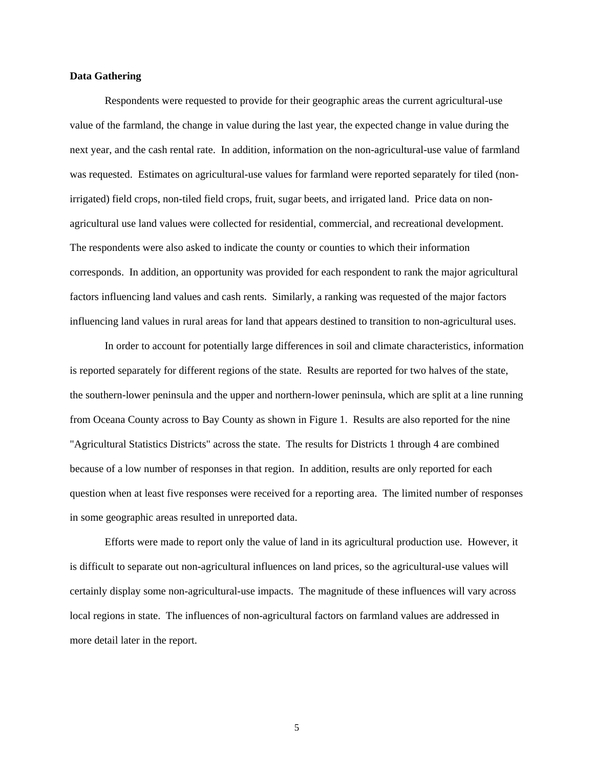**Data Gathering**

Respondents were requested to provide for their geographic areas the current agricultural-use value of the farmland, the change in value during the last year, the expected change in value during the next year, and the cash rental rate. In addition, information on the non-agricultural-use value of farmland was requested. Estimates on agricultural-use values for farmland were reported separately for tiled (non-irrigated) field crops, non-tiled field crops, fruit, sugar beets, and irrigated land. Price data on non-agricultural use land values were collected for residential, commercial, and recreational development. The respondents were also asked to indicate the county or counties to which their information corresponds. In addition, an opportunity was provided for each respondent to rank the major agricultural factors influencing land values and cash rents. Similarly, a ranking was requested of the major factors influencing land values in rural areas for land that appears destined to transition to non-agricultural uses.

In order to account for potentially large differences in soil and climate characteristics, information is reported separately for different regions of the state. Results are reported for two halves of the state, the southern-lower peninsula and the upper and northern-lower peninsula, which are split at a line running from Oceana County across to Bay County as shown in Figure 1. Results are also reported for the nine "Agricultural Statistics Districts" across the state. The results for Districts 1 through 4 are combined because of a low number of responses in that region. In addition, results are only reported for each question when at least five responses were received for a reporting area. The limited number of responses in some geographic areas resulted in unreported data.

Efforts were made to report only the value of land in its agricultural production use. However, it is difficult to separate out non-agricultural influences on land prices, so the agricultural-use values will certainly display some non-agricultural-use impacts. The magnitude of these influences will vary across local regions in state. The influences of non-agricultural factors on farmland values are addressed in more detail later in the report.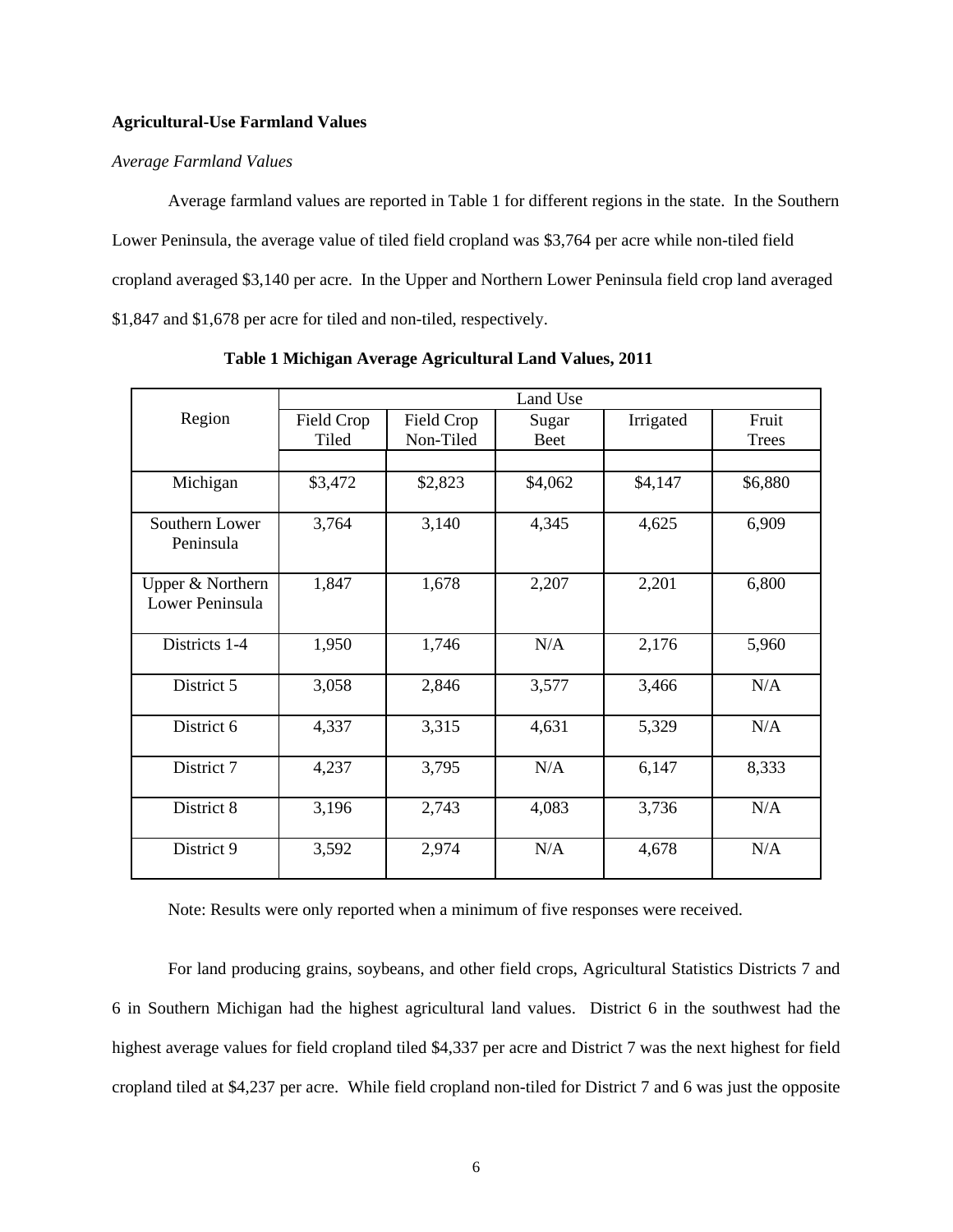**Agricultural-Use Farmland Values**

*Average Farmland Values*

Average farmland values are reported in Table 1 for different regions in the state. In the Southern Lower Peninsula, the average value of tiled field cropland was $3,764 per acre while non-tiled field cropland averaged $3,140 per acre. In the Upper and Northern Lower Peninsula field crop land averaged $1,847 and $1,678 per acre for tiled and non-tiled, respectively.

**Table 1 Michigan Average Agricultural Land Values, 2011**

| Region | Land Use | | | | |
|---|---|---|---|---|---|
| | Field Crop Tiled | Field Crop Non-Tiled | Sugar Beet | Irrigated | Fruit Trees |
| Michigan | $3,472 | $2,823 | $4,062 | $4,147 | $6,880 |
| Southern Lower Peninsula | 3,764 | 3,140 | 4,345 | 4,625 | 6,909 |
| Upper & Northern Lower Peninsula | 1,847 | 1,678 | 2,207 | 2,201 | 6,800 |
| Districts 1-4 | 1,950 | 1,746 | N/A | 2,176 | 5,960 |
| District 5 | 3,058 | 2,846 | 3,577 | 3,466 | N/A |
| District 6 | 4,337 | 3,315 | 4,631 | 5,329 | N/A |
| District 7 | 4,237 | 3,795 | N/A | 6,147 | 8,333 |
| District 8 | 3,196 | 2,743 | 4,083 | 3,736 | N/A |
| District 9 | 3,592 | 2,974 | N/A | 4,678 | N/A |

Note: Results were only reported when a minimum of five responses were received.

For land producing grains, soybeans, and other field crops, Agricultural Statistics Districts 7 and 6 in Southern Michigan had the highest agricultural land values. District 6 in the southwest had the highest average values for field cropland tiled $4,337 per acre and District 7 was the next highest for field cropland tiled at $4,237 per acre. While field cropland non-tiled for District 7 and 6 was just the opposite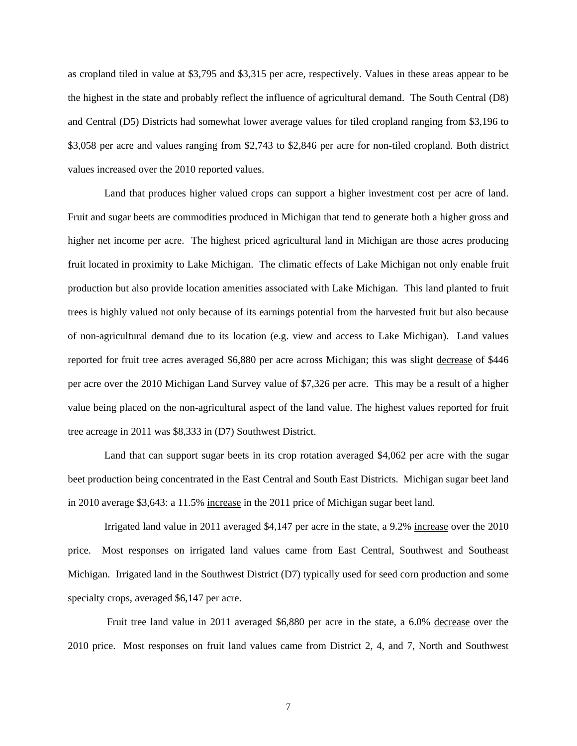as cropland tiled in value at $3,795 and $3,315 per acre, respectively. Values in these areas appear to be the highest in the state and probably reflect the influence of agricultural demand. The South Central (D8) and Central (D5) Districts had somewhat lower average values for tiled cropland ranging from $3,196 to $3,058 per acre and values ranging from $2,743 to $2,846 per acre for non-tiled cropland. Both district values increased over the 2010 reported values.

Land that produces higher valued crops can support a higher investment cost per acre of land. Fruit and sugar beets are commodities produced in Michigan that tend to generate both a higher gross and higher net income per acre. The highest priced agricultural land in Michigan are those acres producing fruit located in proximity to Lake Michigan. The climatic effects of Lake Michigan not only enable fruit production but also provide location amenities associated with Lake Michigan. This land planted to fruit trees is highly valued not only because of its earnings potential from the harvested fruit but also because of non-agricultural demand due to its location (e.g. view and access to Lake Michigan). Land values reported for fruit tree acres averaged $6,880 per acre across Michigan; this was slight <u>decrease</u> of $446 per acre over the 2010 Michigan Land Survey value of $7,326 per acre. This may be a result of a higher value being placed on the non-agricultural aspect of the land value. The highest values reported for fruit tree acreage in 2011 was $8,333 in (D7) Southwest District.

Land that can support sugar beets in its crop rotation averaged $4,062 per acre with the sugar beet production being concentrated in the East Central and South East Districts. Michigan sugar beet land in 2010 average $3,643: a 11.5% <u>increase</u> in the 2011 price of Michigan sugar beet land.

Irrigated land value in 2011 averaged $4,147 per acre in the state, a 9.2% <u>increase</u> over the 2010 price. Most responses on irrigated land values came from East Central, Southwest and Southeast Michigan. Irrigated land in the Southwest District (D7) typically used for seed corn production and some specialty crops, averaged $6,147 per acre.

Fruit tree land value in 2011 averaged $6,880 per acre in the state, a 6.0% <u>decrease</u> over the 2010 price. Most responses on fruit land values came from District 2, 4, and 7, North and Southwest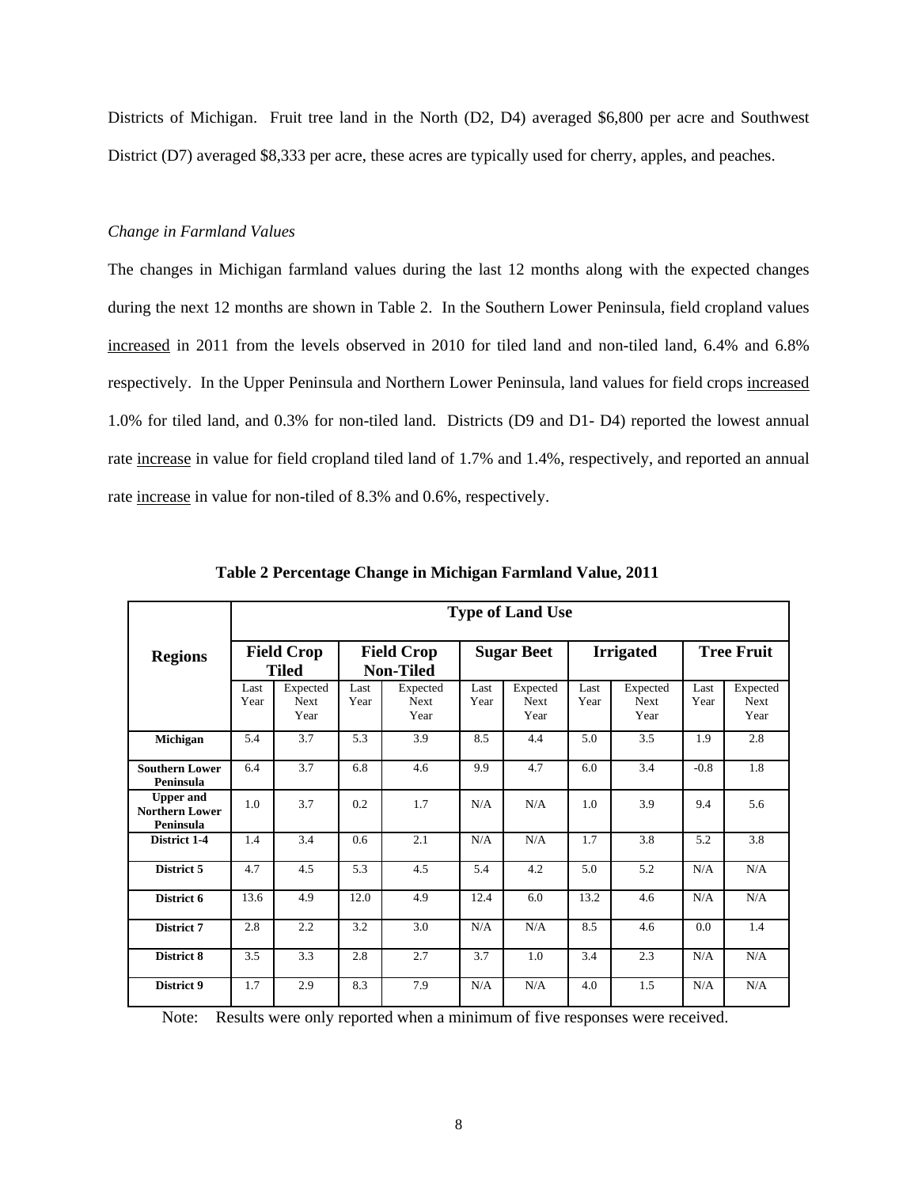Districts of Michigan. Fruit tree land in the North (D2, D4) averaged $6,800 per acre and Southwest District (D7) averaged $8,333 per acre, these acres are typically used for cherry, apples, and peaches.

*Change in Farmland Values*

The changes in Michigan farmland values during the last 12 months along with the expected changes during the next 12 months are shown in Table 2. In the Southern Lower Peninsula, field cropland values increased in 2011 from the levels observed in 2010 for tiled land and non-tiled land, 6.4% and 6.8% respectively. In the Upper Peninsula and Northern Lower Peninsula, land values for field crops increased 1.0% for tiled land, and 0.3% for non-tiled land. Districts (D9 and D1- D4) reported the lowest annual rate increase in value for field cropland tiled land of 1.7% and 1.4%, respectively, and reported an annual rate increase in value for non-tiled of 8.3% and 0.6%, respectively.

**Table 2 Percentage Change in Michigan Farmland Value, 2011**

| Regions | Type of Land Use | | | | | | | | | |
|---|---|---|---|---|---|---|---|---|---|---|
| | Field Crop Tiled | | Field Crop Non-Tiled | | Sugar Beet | | Irrigated | | Tree Fruit | |
| | Last Year | Expected Next Year | Last Year | Expected Next Year | Last Year | Expected Next Year | Last Year | Expected Next Year | Last Year | Expected Next Year |
| **Michigan** | 5.4 | 3.7 | 5.3 | 3.9 | 8.5 | 4.4 | 5.0 | 3.5 | 1.9 | 2.8 |
| **Southern Lower Peninsula** | 6.4 | 3.7 | 6.8 | 4.6 | 9.9 | 4.7 | 6.0 | 3.4 | -0.8 | 1.8 |
| **Upper and Northern Lower Peninsula** | 1.0 | 3.7 | 0.2 | 1.7 | N/A | N/A | 1.0 | 3.9 | 9.4 | 5.6 |
| **District 1-4** | 1.4 | 3.4 | 0.6 | 2.1 | N/A | N/A | 1.7 | 3.8 | 5.2 | 3.8 |
| **District 5** | 4.7 | 4.5 | 5.3 | 4.5 | 5.4 | 4.2 | 5.0 | 5.2 | N/A | N/A |
| **District 6** | 13.6 | 4.9 | 12.0 | 4.9 | 12.4 | 6.0 | 13.2 | 4.6 | N/A | N/A |
| **District 7** | 2.8 | 2.2 | 3.2 | 3.0 | N/A | N/A | 8.5 | 4.6 | 0.0 | 1.4 |
| **District 8** | 3.5 | 3.3 | 2.8 | 2.7 | 3.7 | 1.0 | 3.4 | 2.3 | N/A | N/A |
| **District 9** | 1.7 | 2.9 | 8.3 | 7.9 | N/A | N/A | 4.0 | 1.5 | N/A | N/A |

Note: Results were only reported when a minimum of five responses were received.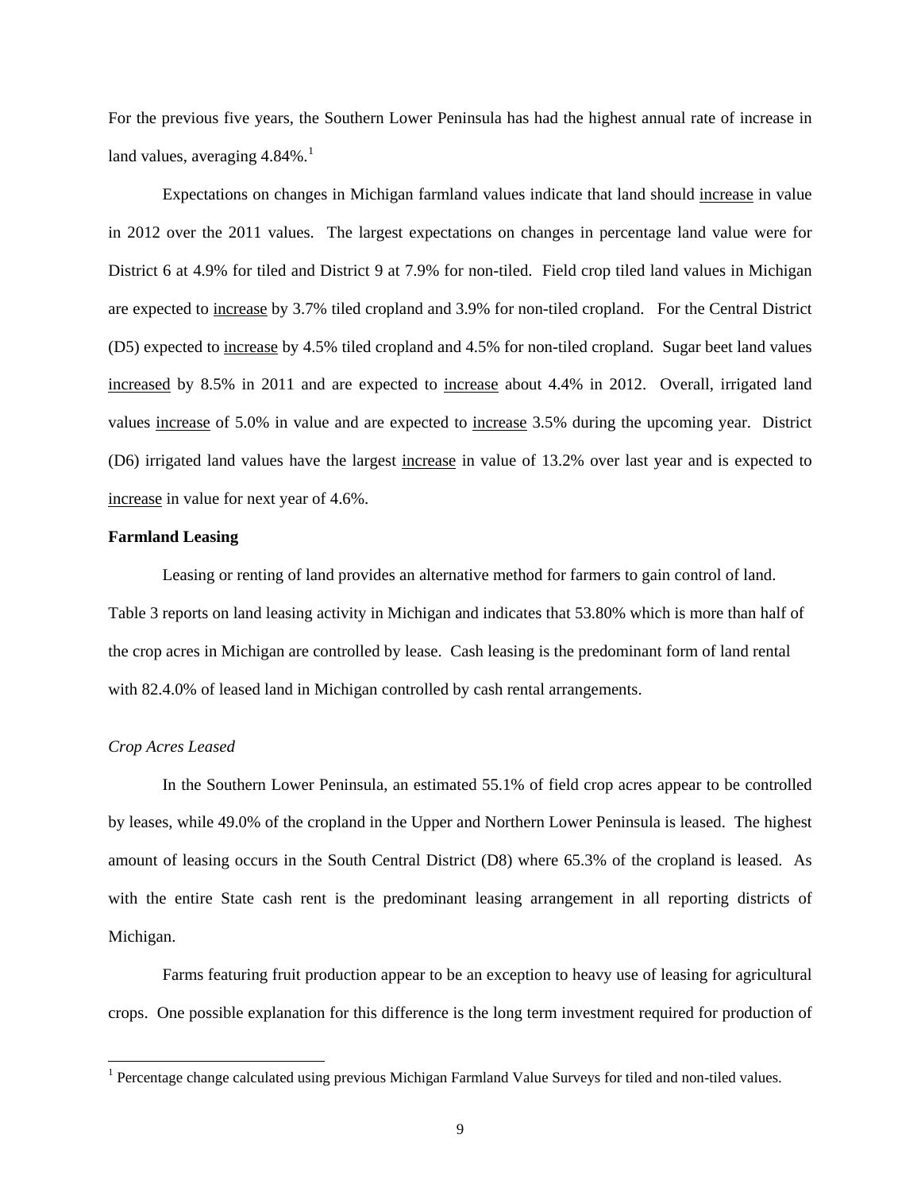For the previous five years, the Southern Lower Peninsula has had the highest annual rate of increase in land values, averaging 4.84%.[1]

Expectations on changes in Michigan farmland values indicate that land should <u>increase</u> in value in 2012 over the 2011 values. The largest expectations on changes in percentage land value were for District 6 at 4.9% for tiled and District 9 at 7.9% for non-tiled. Field crop tiled land values in Michigan are expected to <u>increase</u> by 3.7% tiled cropland and 3.9% for non-tiled cropland. For the Central District (D5) expected to <u>increase</u> by 4.5% tiled cropland and 4.5% for non-tiled cropland. Sugar beet land values <u>increased</u> by 8.5% in 2011 and are expected to <u>increase</u> about 4.4% in 2012. Overall, irrigated land values <u>increase</u> of 5.0% in value and are expected to <u>increase</u> 3.5% during the upcoming year. District (D6) irrigated land values have the largest <u>increase</u> in value of 13.2% over last year and is expected to <u>increase</u> in value for next year of 4.6%.

**Farmland Leasing**

Leasing or renting of land provides an alternative method for farmers to gain control of land. Table 3 reports on land leasing activity in Michigan and indicates that 53.80% which is more than half of the crop acres in Michigan are controlled by lease. Cash leasing is the predominant form of land rental with 82.4.0% of leased land in Michigan controlled by cash rental arrangements.

*Crop Acres Leased*

In the Southern Lower Peninsula, an estimated 55.1% of field crop acres appear to be controlled by leases, while 49.0% of the cropland in the Upper and Northern Lower Peninsula is leased. The highest amount of leasing occurs in the South Central District (D8) where 65.3% of the cropland is leased. As with the entire State cash rent is the predominant leasing arrangement in all reporting districts of Michigan.

Farms featuring fruit production appear to be an exception to heavy use of leasing for agricultural crops. One possible explanation for this difference is the long term investment required for production of

[1] Percentage change calculated using previous Michigan Farmland Value Surveys for tiled and non-tiled values.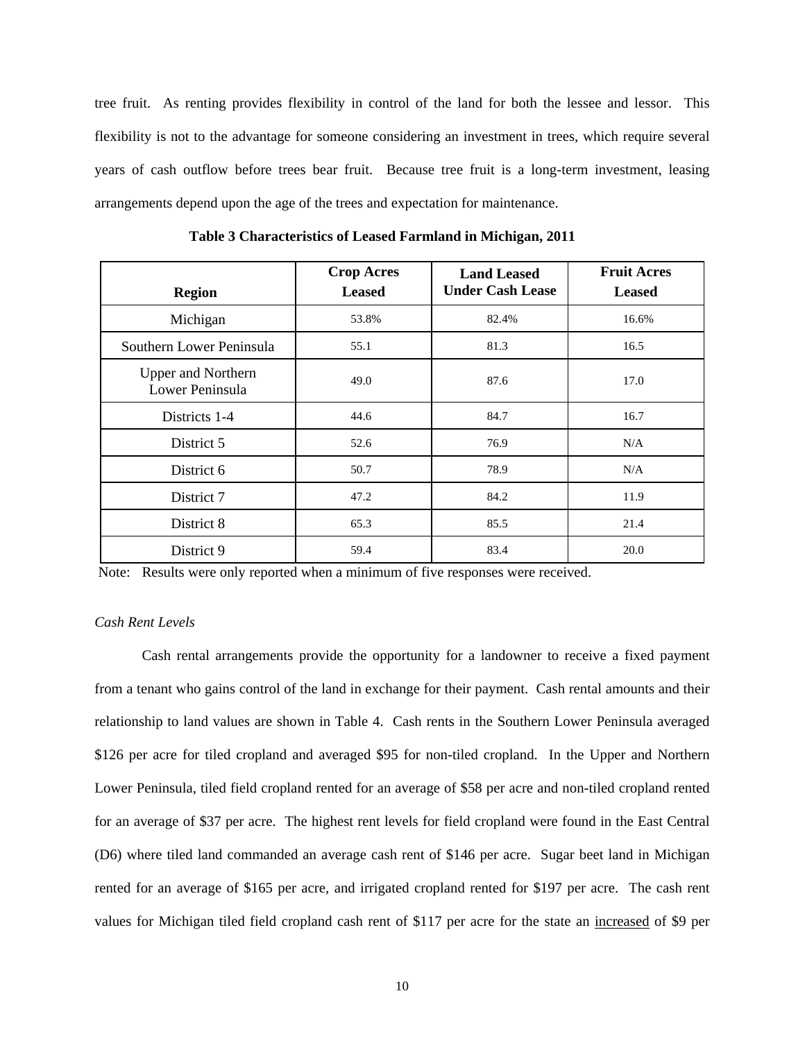tree fruit. As renting provides flexibility in control of the land for both the lessee and lessor. This flexibility is not to the advantage for someone considering an investment in trees, which require several years of cash outflow before trees bear fruit. Because tree fruit is a long-term investment, leasing arrangements depend upon the age of the trees and expectation for maintenance.

**Table 3 Characteristics of Leased Farmland in Michigan, 2011**

| Region | Crop Acres Leased | Land Leased Under Cash Lease | Fruit Acres Leased |
|---|---|---|---|
| Michigan | 53.8% | 82.4% | 16.6% |
| Southern Lower Peninsula | 55.1 | 81.3 | 16.5 |
| Upper and Northern Lower Peninsula | 49.0 | 87.6 | 17.0 |
| Districts 1-4 | 44.6 | 84.7 | 16.7 |
| District 5 | 52.6 | 76.9 | N/A |
| District 6 | 50.7 | 78.9 | N/A |
| District 7 | 47.2 | 84.2 | 11.9 |
| District 8 | 65.3 | 85.5 | 21.4 |
| District 9 | 59.4 | 83.4 | 20.0 |

Note: Results were only reported when a minimum of five responses were received.

*Cash Rent Levels*

Cash rental arrangements provide the opportunity for a landowner to receive a fixed payment from a tenant who gains control of the land in exchange for their payment. Cash rental amounts and their relationship to land values are shown in Table 4. Cash rents in the Southern Lower Peninsula averaged $126 per acre for tiled cropland and averaged $95 for non-tiled cropland. In the Upper and Northern Lower Peninsula, tiled field cropland rented for an average of $58 per acre and non-tiled cropland rented for an average of $37 per acre. The highest rent levels for field cropland were found in the East Central (D6) where tiled land commanded an average cash rent of $146 per acre. Sugar beet land in Michigan rented for an average of $165 per acre, and irrigated cropland rented for $197 per acre. The cash rent values for Michigan tiled field cropland cash rent of $117 per acre for the state an increased of $9 per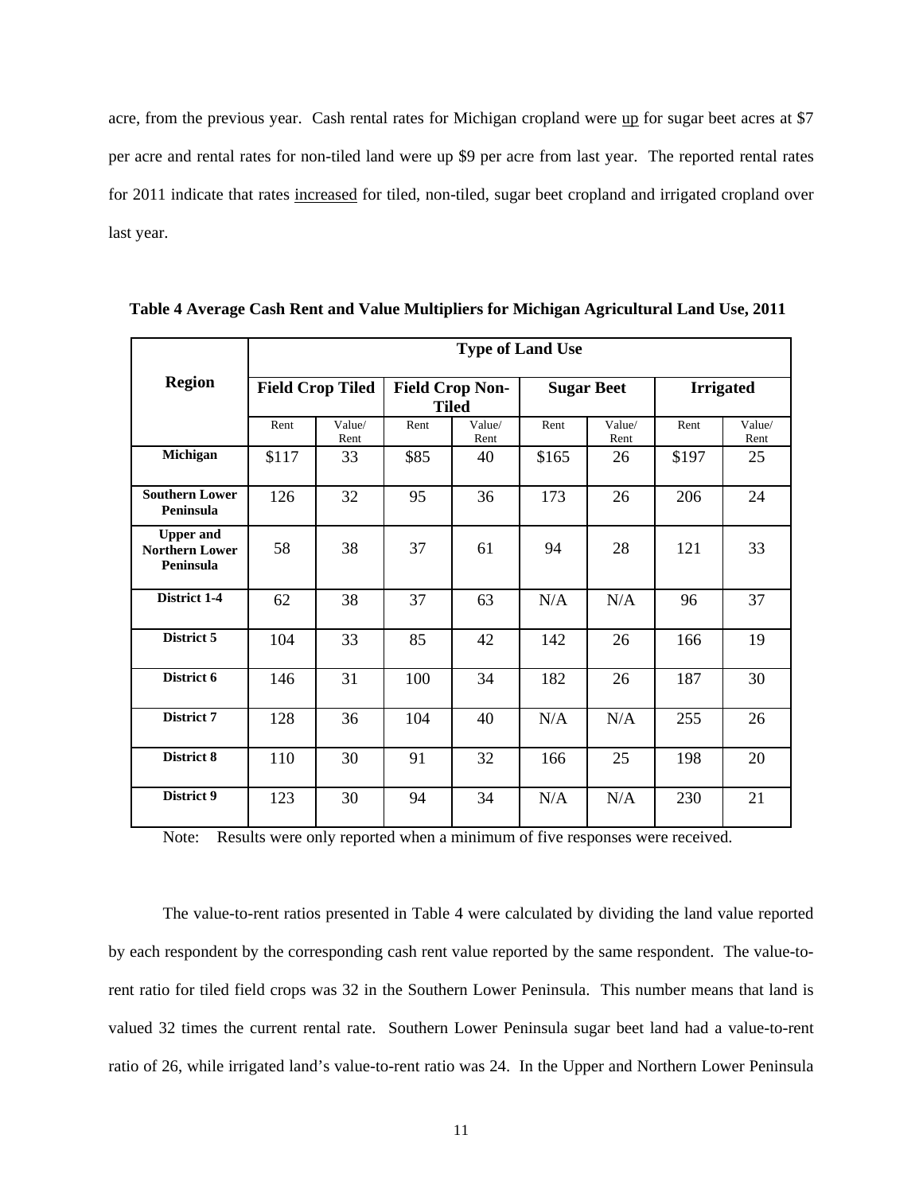acre, from the previous year. Cash rental rates for Michigan cropland were up for sugar beet acres at $7 per acre and rental rates for non-tiled land were up $9 per acre from last year. The reported rental rates for 2011 indicate that rates increased for tiled, non-tiled, sugar beet cropland and irrigated cropland over last year.

**Table 4 Average Cash Rent and Value Multipliers for Michigan Agricultural Land Use, 2011**

| Region | Type of Land Use | | | | | | | |
|---|---|---|---|---|---|---|---|---|
| | Field Crop Tiled | | Field Crop Non-Tiled | | Sugar Beet | | Irrigated | |
| | Rent | Value/Rent | Rent | Value/Rent | Rent | Value/Rent | Rent | Value/Rent |
| **Michigan** | $117 | 33 | $85 | 40 | $165 | 26 | $197 | 25 |
| **Southern Lower Peninsula** | 126 | 32 | 95 | 36 | 173 | 26 | 206 | 24 |
| **Upper and Northern Lower Peninsula** | 58 | 38 | 37 | 61 | 94 | 28 | 121 | 33 |
| **District 1-4** | 62 | 38 | 37 | 63 | N/A | N/A | 96 | 37 |
| **District 5** | 104 | 33 | 85 | 42 | 142 | 26 | 166 | 19 |
| **District 6** | 146 | 31 | 100 | 34 | 182 | 26 | 187 | 30 |
| **District 7** | 128 | 36 | 104 | 40 | N/A | N/A | 255 | 26 |
| **District 8** | 110 | 30 | 91 | 32 | 166 | 25 | 198 | 20 |
| **District 9** | 123 | 30 | 94 | 34 | N/A | N/A | 230 | 21 |

Note: Results were only reported when a minimum of five responses were received.

The value-to-rent ratios presented in Table 4 were calculated by dividing the land value reported by each respondent by the corresponding cash rent value reported by the same respondent. The value-to-rent ratio for tiled field crops was 32 in the Southern Lower Peninsula. This number means that land is valued 32 times the current rental rate. Southern Lower Peninsula sugar beet land had a value-to-rent ratio of 26, while irrigated land's value-to-rent ratio was 24. In the Upper and Northern Lower Peninsula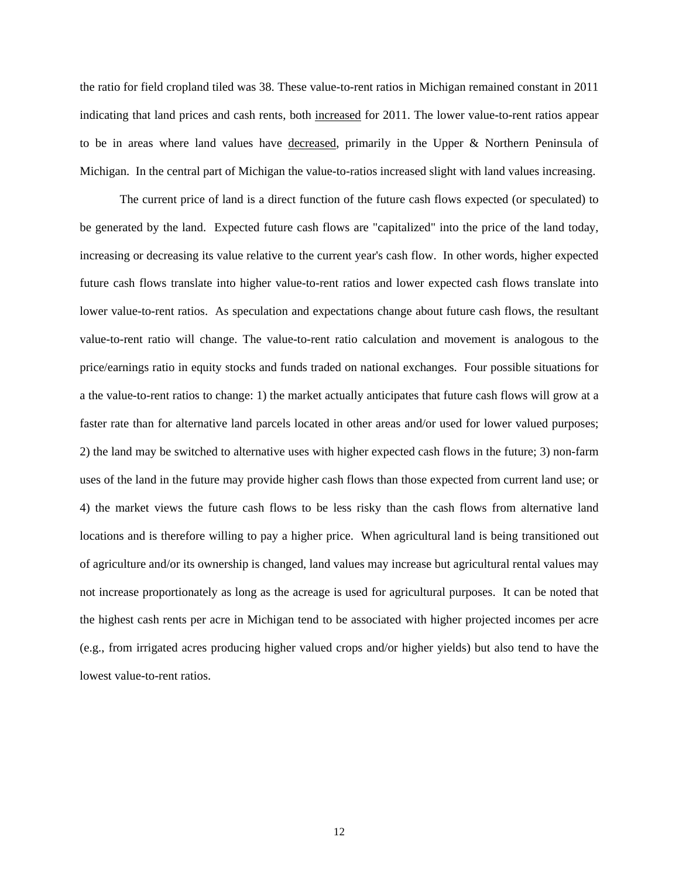the ratio for field cropland tiled was 38. These value-to-rent ratios in Michigan remained constant in 2011 indicating that land prices and cash rents, both <u>increased</u> for 2011. The lower value-to-rent ratios appear to be in areas where land values have <u>decreased</u>, primarily in the Upper & Northern Peninsula of Michigan. In the central part of Michigan the value-to-ratios increased slight with land values increasing.

The current price of land is a direct function of the future cash flows expected (or speculated) to be generated by the land. Expected future cash flows are "capitalized" into the price of the land today, increasing or decreasing its value relative to the current year's cash flow. In other words, higher expected future cash flows translate into higher value-to-rent ratios and lower expected cash flows translate into lower value-to-rent ratios. As speculation and expectations change about future cash flows, the resultant value-to-rent ratio will change. The value-to-rent ratio calculation and movement is analogous to the price/earnings ratio in equity stocks and funds traded on national exchanges. Four possible situations for a the value-to-rent ratios to change: 1) the market actually anticipates that future cash flows will grow at a faster rate than for alternative land parcels located in other areas and/or used for lower valued purposes; 2) the land may be switched to alternative uses with higher expected cash flows in the future; 3) non-farm uses of the land in the future may provide higher cash flows than those expected from current land use; or 4) the market views the future cash flows to be less risky than the cash flows from alternative land locations and is therefore willing to pay a higher price. When agricultural land is being transitioned out of agriculture and/or its ownership is changed, land values may increase but agricultural rental values may not increase proportionately as long as the acreage is used for agricultural purposes. It can be noted that the highest cash rents per acre in Michigan tend to be associated with higher projected incomes per acre (e.g., from irrigated acres producing higher valued crops and/or higher yields) but also tend to have the lowest value-to-rent ratios.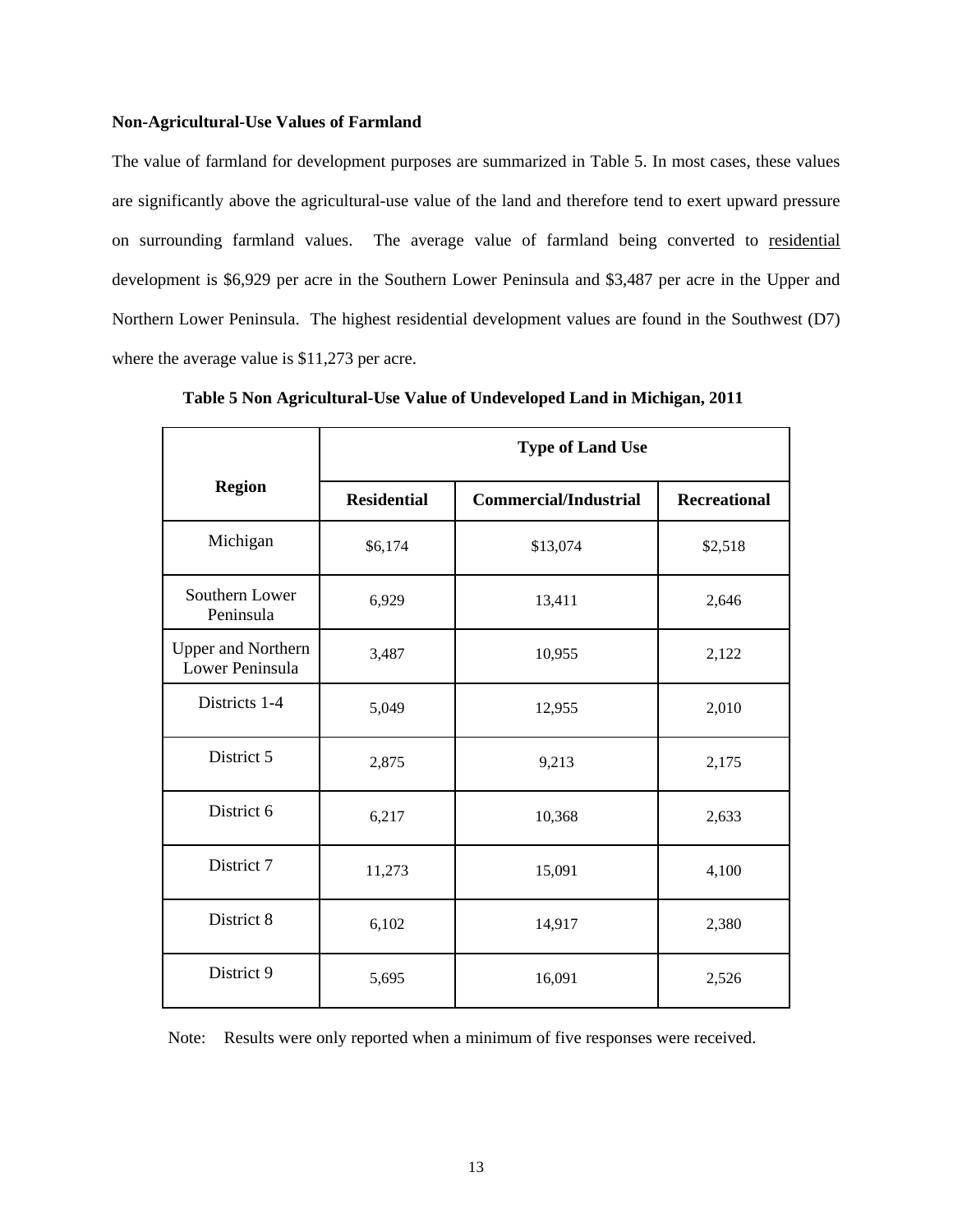### Non-Agricultural-Use Values of Farmland

The value of farmland for development purposes are summarized in Table 5. In most cases, these values are significantly above the agricultural-use value of the land and therefore tend to exert upward pressure on surrounding farmland values. The average value of farmland being converted to <u>residential</u> development is $6,929 per acre in the Southern Lower Peninsula and $3,487 per acre in the Upper and Northern Lower Peninsula. The highest residential development values are found in the Southwest (D7) where the average value is $11,273 per acre.

**Table 5 Non Agricultural-Use Value of Undeveloped Land in Michigan, 2011**

| Region | Type of Land Use | | |
|---|---|---|---|
| | **Residential** | **Commercial/Industrial** | **Recreational** |
| Michigan | $6,174 | $13,074 | $2,518 |
| Southern Lower Peninsula | 6,929 | 13,411 | 2,646 |
| Upper and Northern Lower Peninsula | 3,487 | 10,955 | 2,122 |
| Districts 1-4 | 5,049 | 12,955 | 2,010 |
| District 5 | 2,875 | 9,213 | 2,175 |
| District 6 | 6,217 | 10,368 | 2,633 |
| District 7 | 11,273 | 15,091 | 4,100 |
| District 8 | 6,102 | 14,917 | 2,380 |
| District 9 | 5,695 | 16,091 | 2,526 |

Note: Results were only reported when a minimum of five responses were received.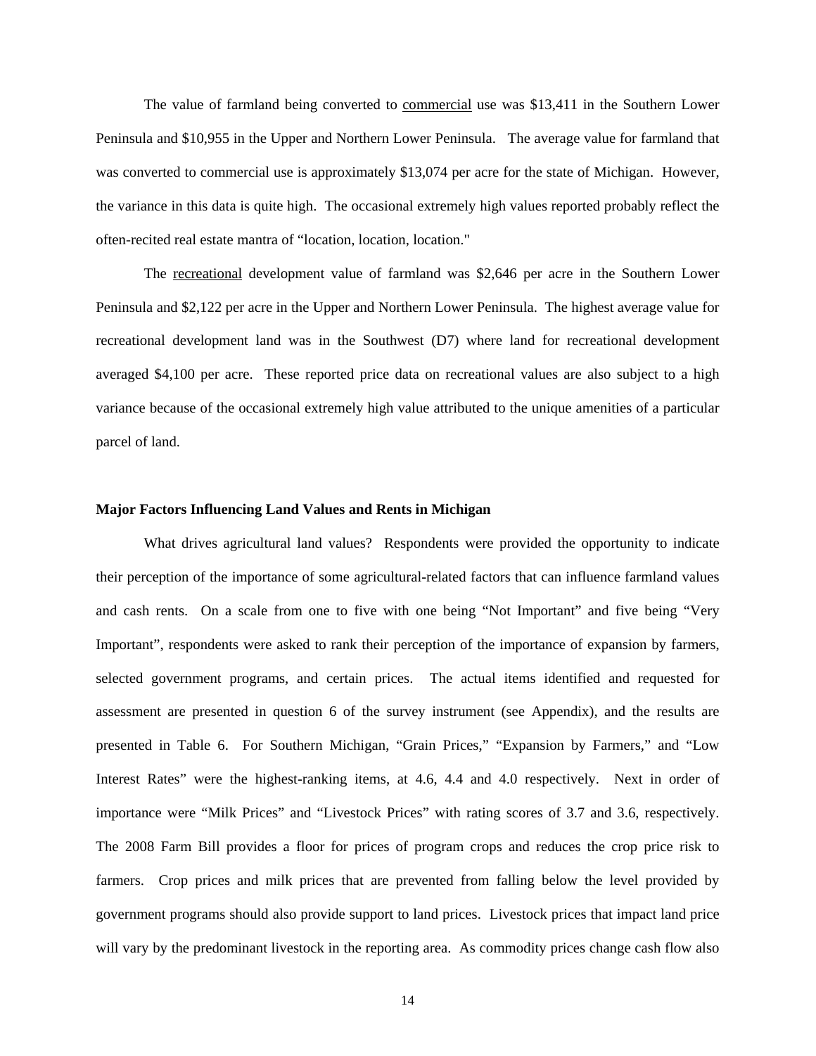The value of farmland being converted to <u>commercial</u> use was $13,411 in the Southern Lower Peninsula and $10,955 in the Upper and Northern Lower Peninsula. The average value for farmland that was converted to commercial use is approximately $13,074 per acre for the state of Michigan. However, the variance in this data is quite high. The occasional extremely high values reported probably reflect the often-recited real estate mantra of "location, location, location."

The <u>recreational</u> development value of farmland was $2,646 per acre in the Southern Lower Peninsula and $2,122 per acre in the Upper and Northern Lower Peninsula. The highest average value for recreational development land was in the Southwest (D7) where land for recreational development averaged $4,100 per acre. These reported price data on recreational values are also subject to a high variance because of the occasional extremely high value attributed to the unique amenities of a particular parcel of land.

**Major Factors Influencing Land Values and Rents in Michigan**

What drives agricultural land values? Respondents were provided the opportunity to indicate their perception of the importance of some agricultural-related factors that can influence farmland values and cash rents. On a scale from one to five with one being "Not Important" and five being "Very Important", respondents were asked to rank their perception of the importance of expansion by farmers, selected government programs, and certain prices. The actual items identified and requested for assessment are presented in question 6 of the survey instrument (see Appendix), and the results are presented in Table 6. For Southern Michigan, "Grain Prices," "Expansion by Farmers," and "Low Interest Rates" were the highest-ranking items, at 4.6, 4.4 and 4.0 respectively. Next in order of importance were "Milk Prices" and "Livestock Prices" with rating scores of 3.7 and 3.6, respectively. The 2008 Farm Bill provides a floor for prices of program crops and reduces the crop price risk to farmers. Crop prices and milk prices that are prevented from falling below the level provided by government programs should also provide support to land prices. Livestock prices that impact land price will vary by the predominant livestock in the reporting area. As commodity prices change cash flow also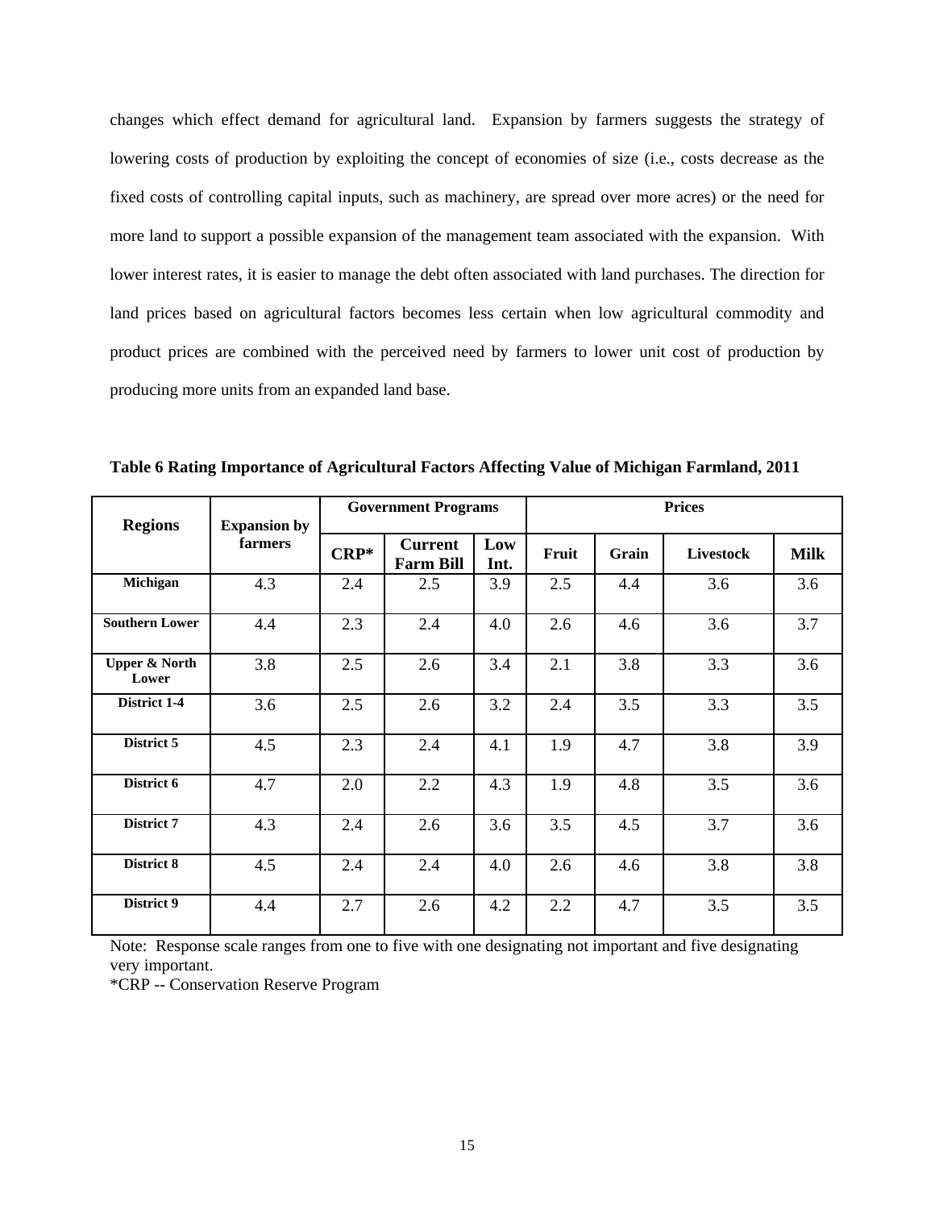changes which effect demand for agricultural land. Expansion by farmers suggests the strategy of lowering costs of production by exploiting the concept of economies of size (i.e., costs decrease as the fixed costs of controlling capital inputs, such as machinery, are spread over more acres) or the need for more land to support a possible expansion of the management team associated with the expansion. With lower interest rates, it is easier to manage the debt often associated with land purchases. The direction for land prices based on agricultural factors becomes less certain when low agricultural commodity and product prices are combined with the perceived need by farmers to lower unit cost of production by producing more units from an expanded land base.

**Table 6 Rating Importance of Agricultural Factors Affecting Value of Michigan Farmland, 2011**

| Regions | Expansion by farmers | Government Programs | | | Prices | | | |
|---|---|---|---|---|---|---|---|---|
| | | CRP* | Current Farm Bill | Low Int. | Fruit | Grain | Livestock | Milk |
| **Michigan** | 4.3 | 2.4 | 2.5 | 3.9 | 2.5 | 4.4 | 3.6 | 3.6 |
| **Southern Lower** | 4.4 | 2.3 | 2.4 | 4.0 | 2.6 | 4.6 | 3.6 | 3.7 |
| **Upper & North Lower** | 3.8 | 2.5 | 2.6 | 3.4 | 2.1 | 3.8 | 3.3 | 3.6 |
| **District 1-4** | 3.6 | 2.5 | 2.6 | 3.2 | 2.4 | 3.5 | 3.3 | 3.5 |
| **District 5** | 4.5 | 2.3 | 2.4 | 4.1 | 1.9 | 4.7 | 3.8 | 3.9 |
| **District 6** | 4.7 | 2.0 | 2.2 | 4.3 | 1.9 | 4.8 | 3.5 | 3.6 |
| **District 7** | 4.3 | 2.4 | 2.6 | 3.6 | 3.5 | 4.5 | 3.7 | 3.6 |
| **District 8** | 4.5 | 2.4 | 2.4 | 4.0 | 2.6 | 4.6 | 3.8 | 3.8 |
| **District 9** | 4.4 | 2.7 | 2.6 | 4.2 | 2.2 | 4.7 | 3.5 | 3.5 |

Note: Response scale ranges from one to five with one designating not important and five designating very important.

*CRP -- Conservation Reserve Program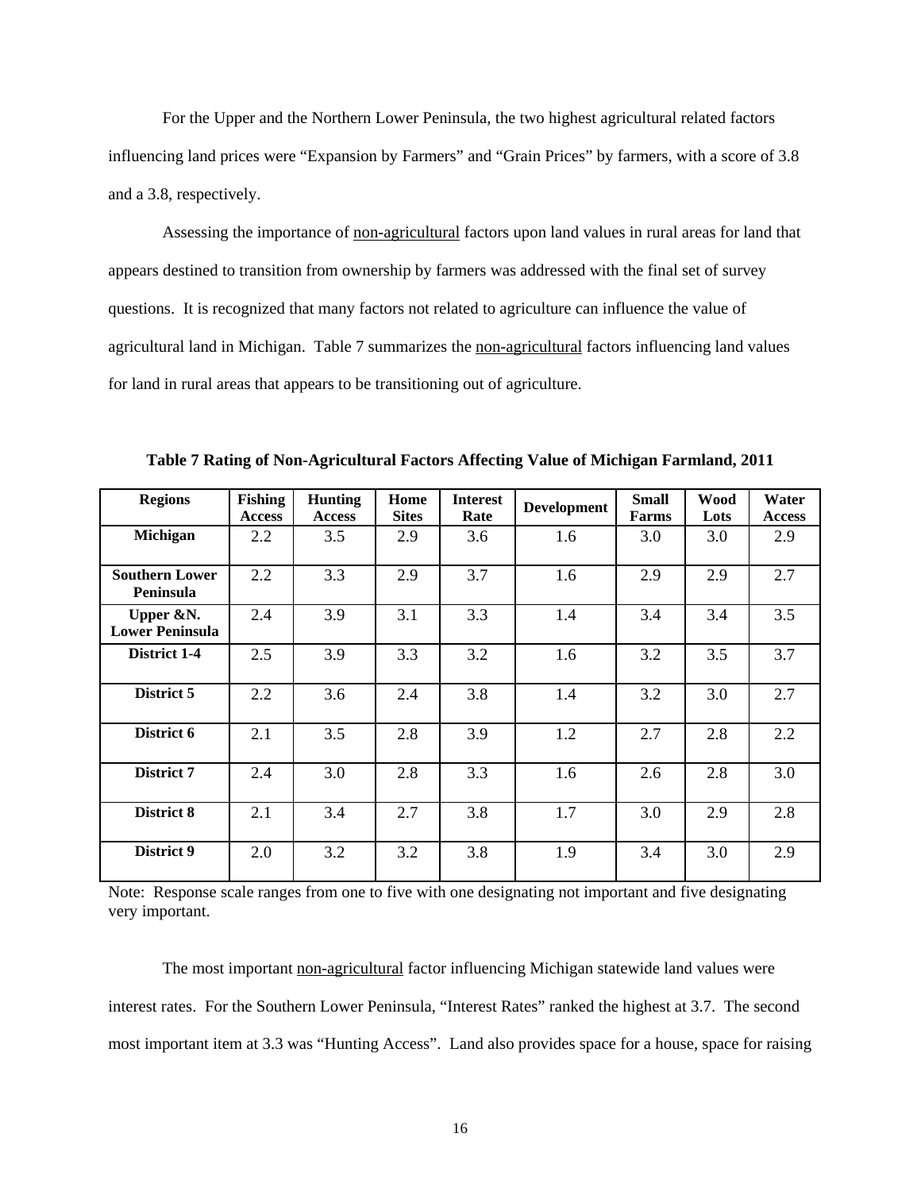For the Upper and the Northern Lower Peninsula, the two highest agricultural related factors influencing land prices were "Expansion by Farmers" and "Grain Prices" by farmers, with a score of 3.8 and a 3.8, respectively.

Assessing the importance of <u>non-agricultural</u> factors upon land values in rural areas for land that appears destined to transition from ownership by farmers was addressed with the final set of survey questions. It is recognized that many factors not related to agriculture can influence the value of agricultural land in Michigan. Table 7 summarizes the <u>non-agricultural</u> factors influencing land values for land in rural areas that appears to be transitioning out of agriculture.

**Table 7 Rating of Non-Agricultural Factors Affecting Value of Michigan Farmland, 2011**

| Regions | Fishing Access | Hunting Access | Home Sites | Interest Rate | Development | Small Farms | Wood Lots | Water Access |
|---|---|---|---|---|---|---|---|---|
| **Michigan** | 2.2 | 3.5 | 2.9 | 3.6 | 1.6 | 3.0 | 3.0 | 2.9 |
| **Southern Lower Peninsula** | 2.2 | 3.3 | 2.9 | 3.7 | 1.6 | 2.9 | 2.9 | 2.7 |
| **Upper &N. Lower Peninsula** | 2.4 | 3.9 | 3.1 | 3.3 | 1.4 | 3.4 | 3.4 | 3.5 |
| **District 1-4** | 2.5 | 3.9 | 3.3 | 3.2 | 1.6 | 3.2 | 3.5 | 3.7 |
| **District 5** | 2.2 | 3.6 | 2.4 | 3.8 | 1.4 | 3.2 | 3.0 | 2.7 |
| **District 6** | 2.1 | 3.5 | 2.8 | 3.9 | 1.2 | 2.7 | 2.8 | 2.2 |
| **District 7** | 2.4 | 3.0 | 2.8 | 3.3 | 1.6 | 2.6 | 2.8 | 3.0 |
| **District 8** | 2.1 | 3.4 | 2.7 | 3.8 | 1.7 | 3.0 | 2.9 | 2.8 |
| **District 9** | 2.0 | 3.2 | 3.2 | 3.8 | 1.9 | 3.4 | 3.0 | 2.9 |

Note: Response scale ranges from one to five with one designating not important and five designating very important.

The most important <u>non-agricultural</u> factor influencing Michigan statewide land values were interest rates. For the Southern Lower Peninsula, "Interest Rates" ranked the highest at 3.7. The second most important item at 3.3 was "Hunting Access". Land also provides space for a house, space for raising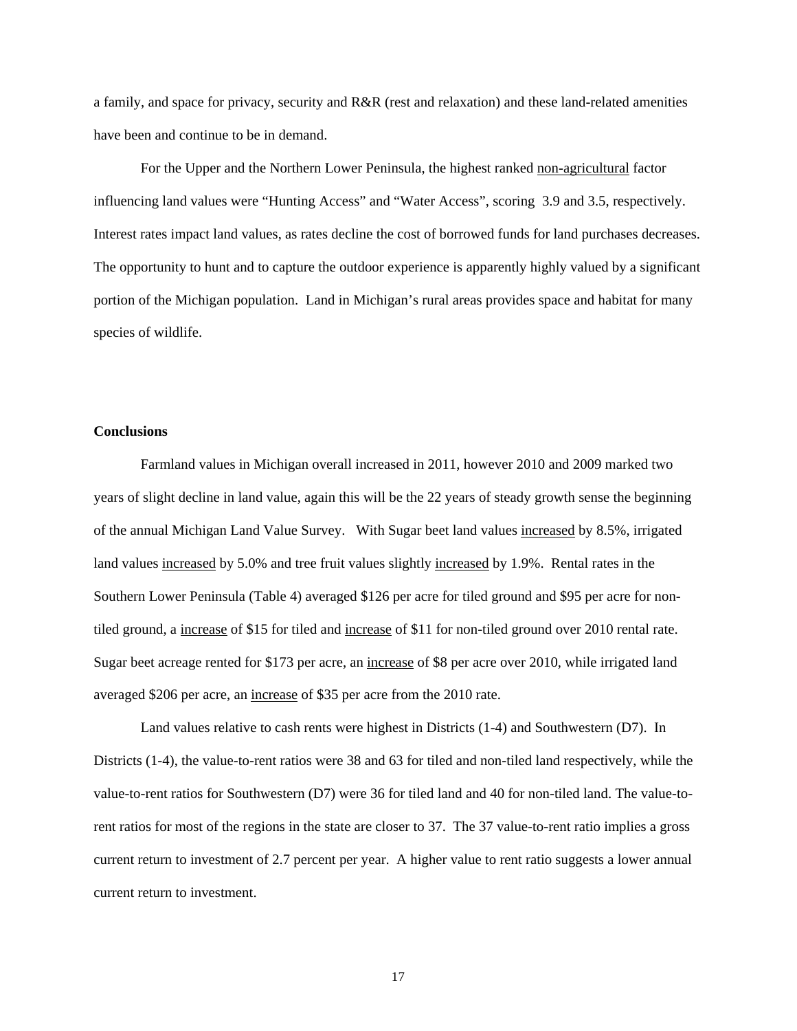a family, and space for privacy, security and R&R (rest and relaxation) and these land-related amenities have been and continue to be in demand.

For the Upper and the Northern Lower Peninsula, the highest ranked <u>non-agricultural</u> factor influencing land values were "Hunting Access" and "Water Access", scoring 3.9 and 3.5, respectively. Interest rates impact land values, as rates decline the cost of borrowed funds for land purchases decreases. The opportunity to hunt and to capture the outdoor experience is apparently highly valued by a significant portion of the Michigan population. Land in Michigan's rural areas provides space and habitat for many species of wildlife.

**Conclusions**

Farmland values in Michigan overall increased in 2011, however 2010 and 2009 marked two years of slight decline in land value, again this will be the 22 years of steady growth sense the beginning of the annual Michigan Land Value Survey. With Sugar beet land values <u>increased</u> by 8.5%, irrigated land values <u>increased</u> by 5.0% and tree fruit values slightly <u>increased</u> by 1.9%. Rental rates in the Southern Lower Peninsula (Table 4) averaged $126 per acre for tiled ground and $95 per acre for non-tiled ground, a <u>increase</u> of $15 for tiled and <u>increase</u> of $11 for non-tiled ground over 2010 rental rate. Sugar beet acreage rented for $173 per acre, an <u>increase</u> of $8 per acre over 2010, while irrigated land averaged $206 per acre, an <u>increase</u> of $35 per acre from the 2010 rate.

Land values relative to cash rents were highest in Districts (1-4) and Southwestern (D7). In Districts (1-4), the value-to-rent ratios were 38 and 63 for tiled and non-tiled land respectively, while the value-to-rent ratios for Southwestern (D7) were 36 for tiled land and 40 for non-tiled land. The value-to-rent ratios for most of the regions in the state are closer to 37. The 37 value-to-rent ratio implies a gross current return to investment of 2.7 percent per year. A higher value to rent ratio suggests a lower annual current return to investment.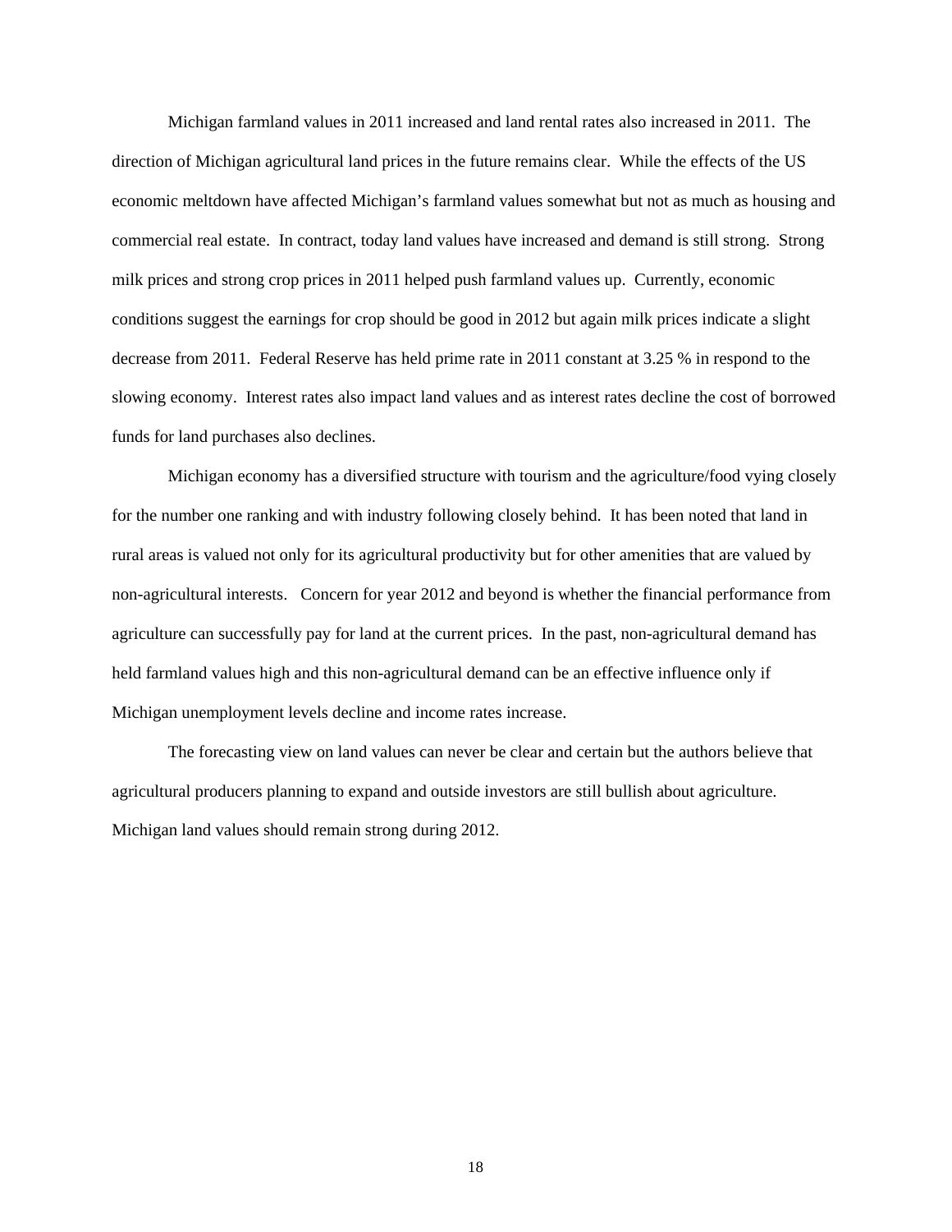Michigan farmland values in 2011 increased and land rental rates also increased in 2011. The direction of Michigan agricultural land prices in the future remains clear. While the effects of the US economic meltdown have affected Michigan's farmland values somewhat but not as much as housing and commercial real estate. In contract, today land values have increased and demand is still strong. Strong milk prices and strong crop prices in 2011 helped push farmland values up. Currently, economic conditions suggest the earnings for crop should be good in 2012 but again milk prices indicate a slight decrease from 2011. Federal Reserve has held prime rate in 2011 constant at 3.25 % in respond to the slowing economy. Interest rates also impact land values and as interest rates decline the cost of borrowed funds for land purchases also declines.

Michigan economy has a diversified structure with tourism and the agriculture/food vying closely for the number one ranking and with industry following closely behind. It has been noted that land in rural areas is valued not only for its agricultural productivity but for other amenities that are valued by non-agricultural interests. Concern for year 2012 and beyond is whether the financial performance from agriculture can successfully pay for land at the current prices. In the past, non-agricultural demand has held farmland values high and this non-agricultural demand can be an effective influence only if Michigan unemployment levels decline and income rates increase.

The forecasting view on land values can never be clear and certain but the authors believe that agricultural producers planning to expand and outside investors are still bullish about agriculture. Michigan land values should remain strong during 2012.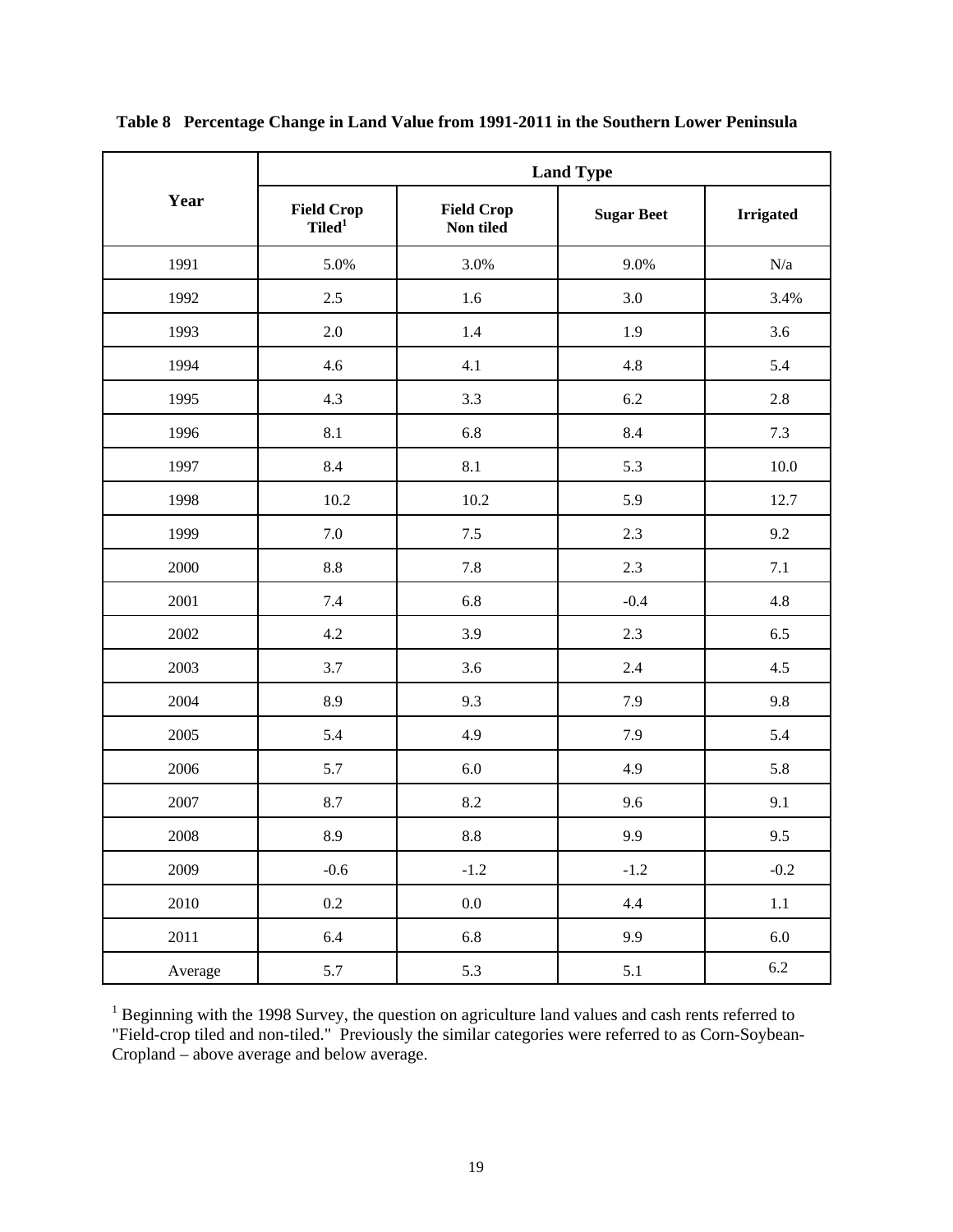**Table 8 Percentage Change in Land Value from 1991-2011 in the Southern Lower Peninsula**

| Year | Land Type | | | |
|---|---|---|---|---|
| | Field Crop Tiled[1] | Field Crop Non tiled | Sugar Beet | Irrigated |
| 1991 | 5.0% | 3.0% | 9.0% | N/a |
| 1992 | 2.5 | 1.6 | 3.0 | 3.4% |
| 1993 | 2.0 | 1.4 | 1.9 | 3.6 |
| 1994 | 4.6 | 4.1 | 4.8 | 5.4 |
| 1995 | 4.3 | 3.3 | 6.2 | 2.8 |
| 1996 | 8.1 | 6.8 | 8.4 | 7.3 |
| 1997 | 8.4 | 8.1 | 5.3 | 10.0 |
| 1998 | 10.2 | 10.2 | 5.9 | 12.7 |
| 1999 | 7.0 | 7.5 | 2.3 | 9.2 |
| 2000 | 8.8 | 7.8 | 2.3 | 7.1 |
| 2001 | 7.4 | 6.8 | -0.4 | 4.8 |
| 2002 | 4.2 | 3.9 | 2.3 | 6.5 |
| 2003 | 3.7 | 3.6 | 2.4 | 4.5 |
| 2004 | 8.9 | 9.3 | 7.9 | 9.8 |
| 2005 | 5.4 | 4.9 | 7.9 | 5.4 |
| 2006 | 5.7 | 6.0 | 4.9 | 5.8 |
| 2007 | 8.7 | 8.2 | 9.6 | 9.1 |
| 2008 | 8.9 | 8.8 | 9.9 | 9.5 |
| 2009 | -0.6 | -1.2 | -1.2 | -0.2 |
| 2010 | 0.2 | 0.0 | 4.4 | 1.1 |
| 2011 | 6.4 | 6.8 | 9.9 | 6.0 |
| Average | 5.7 | 5.3 | 5.1 | 6.2 |

[1] Beginning with the 1998 Survey, the question on agriculture land values and cash rents referred to "Field-crop tiled and non-tiled." Previously the similar categories were referred to as Corn-Soybean-Cropland – above average and below average.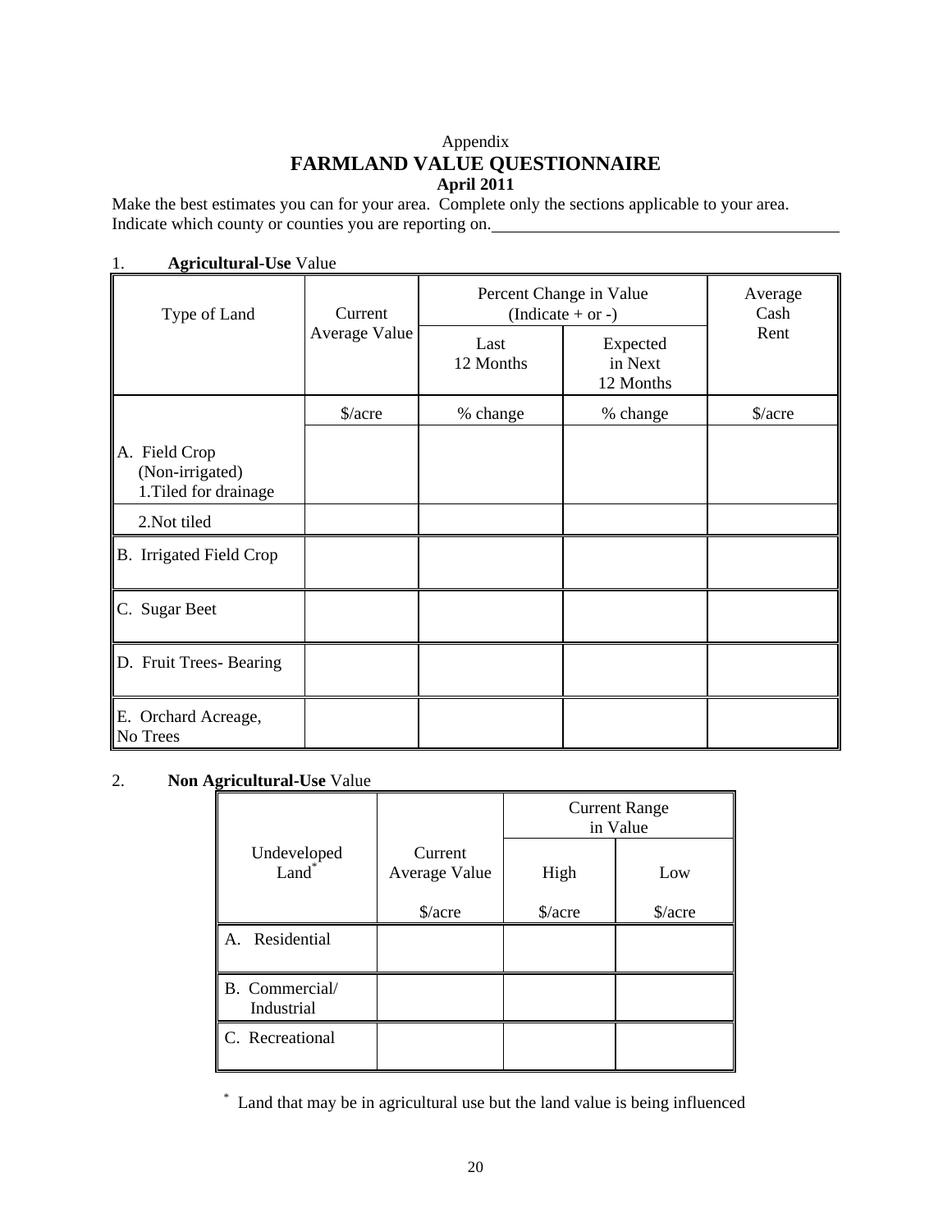Appendix

# FARMLAND VALUE QUESTIONNAIRE

**April 2011**

Make the best estimates you can for your area. Complete only the sections applicable to your area. Indicate which county or counties you are reporting on.\_\_\_\_\_\_\_\_\_\_\_\_\_\_\_\_\_\_\_\_\_\_\_\_\_\_\_\_\_\_\_\_\_\_\_\_\_\_\_\_

1. **Agricultural-Use** Value

| Type of Land | Current Average Value | Percent Change in Value (Indicate + or -) | | Average Cash Rent |
|---|---|---|---|---|
| | | Last 12 Months | Expected in Next 12 Months | |
| | $/acre | % change | % change | $/acre |
| A. Field Crop (Non-irrigated) 1.Tiled for drainage | | | | |
| 2.Not tiled | | | | |
| B. Irrigated Field Crop | | | | |
| C. Sugar Beet | | | | |
| D. Fruit Trees- Bearing | | | | |
| E. Orchard Acreage, No Trees | | | | |

2. **Non Agricultural-Use** Value

| Undeveloped Land* | Current Average Value | Current Range in Value | |
|---|---|---|---|
| | | High | Low |
| | $/acre | $/acre | $/acre |
| A. Residential | | | |
| B. Commercial/ Industrial | | | |
| C. Recreational | | | |

* Land that may be in agricultural use but the land value is being influenced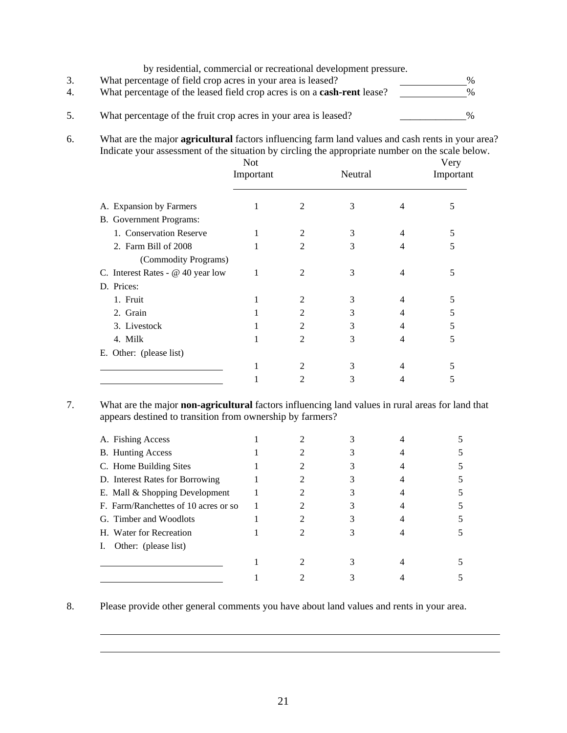by residential, commercial or recreational development pressure.

3. What percentage of field crop acres in your area is leased? ____________%
4. What percentage of the leased field crop acres is on a **cash-rent** lease? ____________%

5. What percentage of the fruit crop acres in your area is leased? ____________%

6. What are the major **agricultural** factors influencing farm land values and cash rents in your area? Indicate your assessment of the situation by circling the appropriate number on the scale below.

| | Not Important | | Neutral | | Very Important |
|---|---|---|---|---|---|
| A. Expansion by Farmers | 1 | 2 | 3 | 4 | 5 |
| B. Government Programs: | | | | | |
| 1. Conservation Reserve | 1 | 2 | 3 | 4 | 5 |
| 2. Farm Bill of 2008 (Commodity Programs) | 1 | 2 | 3 | 4 | 5 |
| C. Interest Rates - @ 40 year low | 1 | 2 | 3 | 4 | 5 |
| D. Prices: | | | | | |
| 1. Fruit | 1 | 2 | 3 | 4 | 5 |
| 2. Grain | 1 | 2 | 3 | 4 | 5 |
| 3. Livestock | 1 | 2 | 3 | 4 | 5 |
| 4. Milk | 1 | 2 | 3 | 4 | 5 |
| E. Other: (please list) | | | | | |
| ______________________ | 1 | 2 | 3 | 4 | 5 |
| ______________________ | 1 | 2 | 3 | 4 | 5 |

7. What are the major **non-agricultural** factors influencing land values in rural areas for land that appears destined to transition from ownership by farmers?

| | | | | | |
|---|---|---|---|---|---|
| A. Fishing Access | 1 | 2 | 3 | 4 | 5 |
| B. Hunting Access | 1 | 2 | 3 | 4 | 5 |
| C. Home Building Sites | 1 | 2 | 3 | 4 | 5 |
| D. Interest Rates for Borrowing | 1 | 2 | 3 | 4 | 5 |
| E. Mall & Shopping Development | 1 | 2 | 3 | 4 | 5 |
| F. Farm/Ranchettes of 10 acres or so | 1 | 2 | 3 | 4 | 5 |
| G. Timber and Woodlots | 1 | 2 | 3 | 4 | 5 |
| H. Water for Recreation | 1 | 2 | 3 | 4 | 5 |
| I. Other: (please list) | | | | | |
| ______________________ | 1 | 2 | 3 | 4 | 5 |
| ______________________ | 1 | 2 | 3 | 4 | 5 |

8. Please provide other general comments you have about land values and rents in your area.

________________________________________________________________________

________________________________________________________________________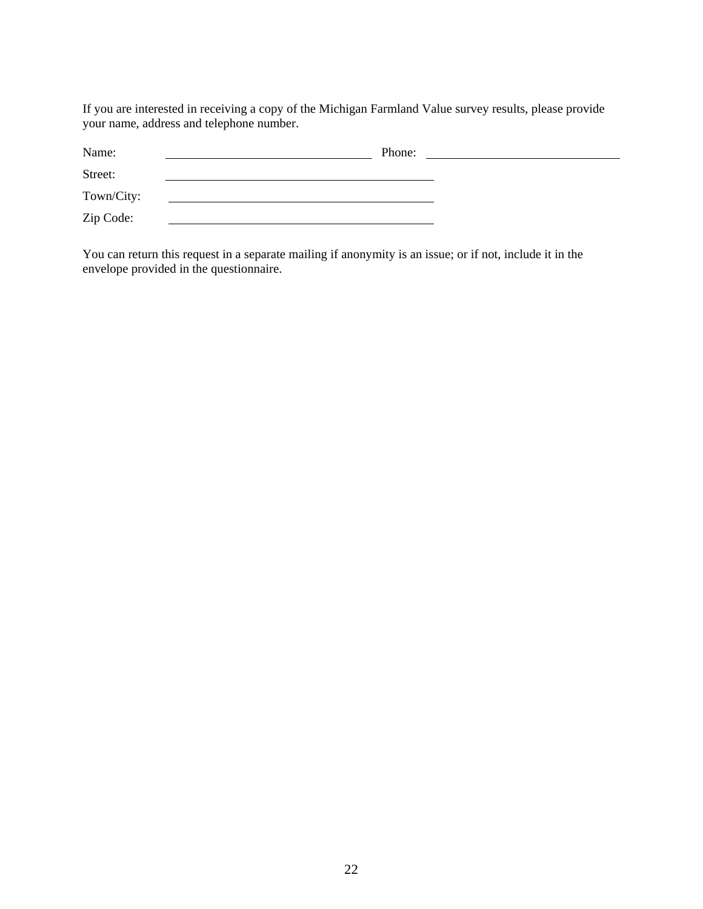If you are interested in receiving a copy of the Michigan Farmland Value survey results, please provide your name, address and telephone number.

Name: \_\_\_\_\_\_\_\_\_\_\_\_\_\_\_\_\_\_\_\_\_\_\_\_\_\_\_\_\_\_ Phone: \_\_\_\_\_\_\_\_\_\_\_\_\_\_\_\_\_\_\_\_\_\_\_\_\_\_\_\_\_\_

Street: \_\_\_\_\_\_\_\_\_\_\_\_\_\_\_\_\_\_\_\_\_\_\_\_\_\_\_\_\_\_\_\_\_\_\_\_\_\_\_\_

Town/City: \_\_\_\_\_\_\_\_\_\_\_\_\_\_\_\_\_\_\_\_\_\_\_\_\_\_\_\_\_\_\_\_\_\_\_\_\_\_\_\_

Zip Code: \_\_\_\_\_\_\_\_\_\_\_\_\_\_\_\_\_\_\_\_\_\_\_\_\_\_\_\_\_\_\_\_\_\_\_\_\_\_\_\_

You can return this request in a separate mailing if anonymity is an issue; or if not, include it in the envelope provided in the questionnaire.